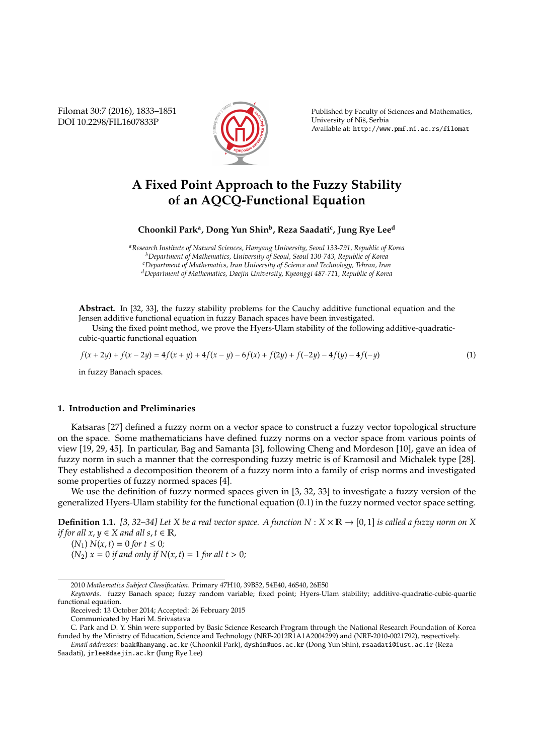# A Fixed Point Approach to the Fuzzy Stability of an AQCQ-Functional Equation

**Choonkil Park[a], Dong Yun Shin[b], Reza Saadati[c], Jung Rye Lee[d]**

[a] *Research Institute of Natural Sciences, Hanyang University, Seoul 133-791, Republic of Korea*
[b] *Department of Mathematics, University of Seoul, Seoul 130-743, Republic of Korea*
[c] *Department of Mathematics, Iran University of Science and Technology, Tehran, Iran*
[d] *Department of Mathematics, Daejin University, Kyeonggi 487-711, Republic of Korea*

**Abstract.** In [32, 33], the fuzzy stability problems for the Cauchy additive functional equation and the Jensen additive functional equation in fuzzy Banach spaces have been investigated.

Using the fixed point method, we prove the Hyers-Ulam stability of the following additive-quadratic-cubic-quartic functional equation

$$f(x+2y)+f(x-2y)=4f(x+y)+4f(x-y)-6f(x)+f(2y)+f(-2y)-4f(y)-4f(-y) \tag{1}$$

in fuzzy Banach spaces.

## 1. Introduction and Preliminaries

Katsaras [27] defined a fuzzy norm on a vector space to construct a fuzzy vector topological structure on the space. Some mathematicians have defined fuzzy norms on a vector space from various points of view [19, 29, 45]. In particular, Bag and Samanta [3], following Cheng and Mordeson [10], gave an idea of fuzzy norm in such a manner that the corresponding fuzzy metric is of Kramosil and Michalek type [28]. They established a decomposition theorem of a fuzzy norm into a family of crisp norms and investigated some properties of fuzzy normed spaces [4].

We use the definition of fuzzy normed spaces given in [3, 32, 33] to investigate a fuzzy version of the generalized Hyers-Ulam stability for the functional equation (0.1) in the fuzzy normed vector space setting.

**Definition 1.1.** *[3, 32–34] Let $X$ be a real vector space. A function $N : X \times \mathbb{R} \to [0, 1]$ is called a fuzzy norm on $X$ if for all $x, y \in X$ and all $s, t \in \mathbb{R}$,*

$(N_1)$ *$N(x, t) = 0$ for $t \leq 0$;*

$(N_2)$ *$x = 0$ if and only if $N(x, t) = 1$ for all $t > 0$;*

---

2010 *Mathematics Subject Classification*. Primary 47H10, 39B52, 54E40, 46S40, 26E50

*Keywords*. fuzzy Banach space; fuzzy random variable; fixed point; Hyers-Ulam stability; additive-quadratic-cubic-quartic functional equation.

Received: 13 October 2014; Accepted: 26 February 2015

Communicated by Hari M. Srivastava

C. Park and D. Y. Shin were supported by Basic Science Research Program through the National Research Foundation of Korea funded by the Ministry of Education, Science and Technology (NRF-2012R1A1A2004299) and (NRF-2010-0021792), respectively.

*Email addresses:* baak@hanyang.ac.kr (Choonkil Park), dyshin@uos.ac.kr (Dong Yun Shin), rsaadati@iust.ac.ir (Reza Saadati), jrlee@daejin.ac.kr (Jung Rye Lee)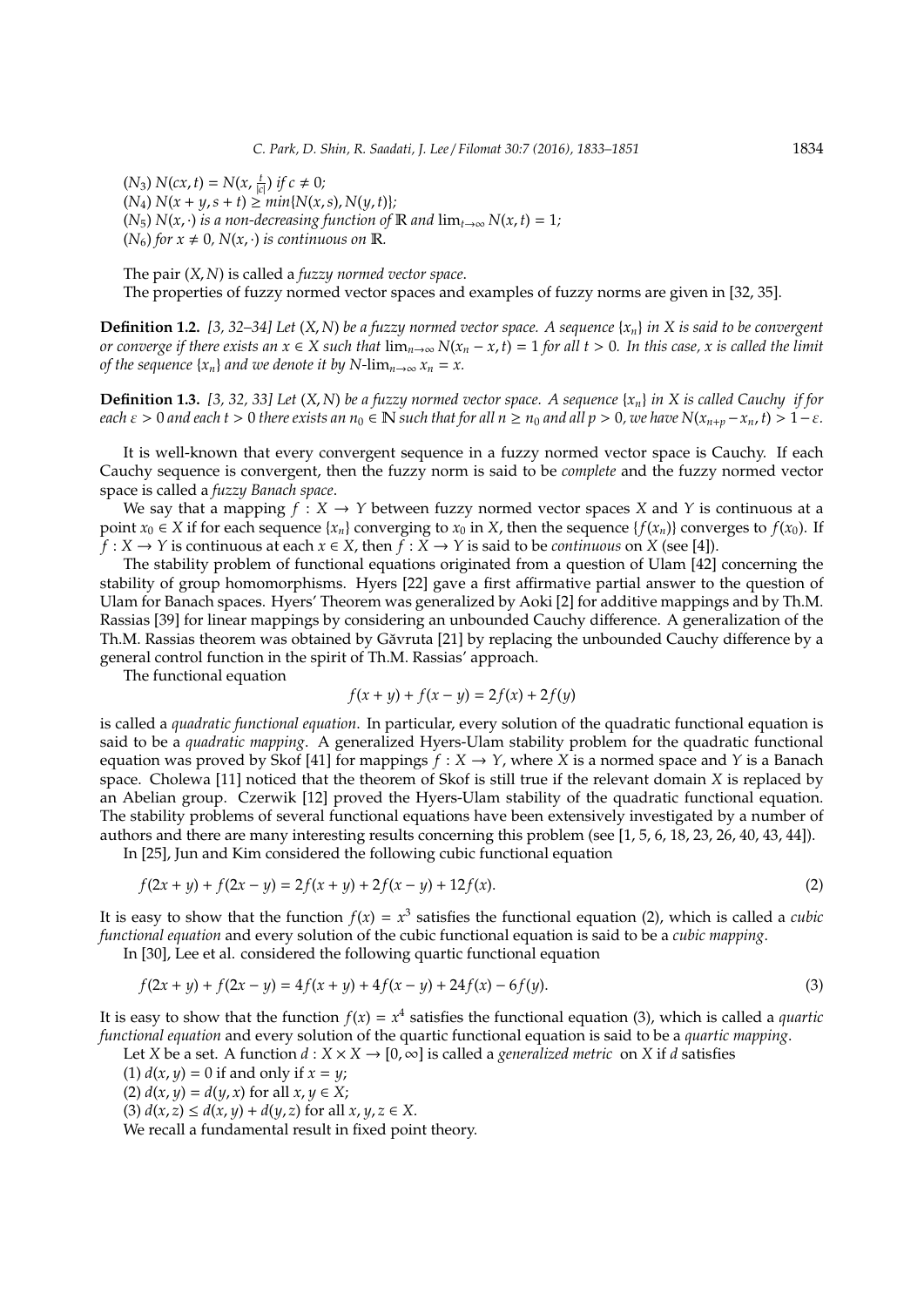($N_3$) $N(cx, t) = N(x, \frac{t}{|c|})$ *if* $c \neq 0$;
($N_4$) $N(x + y, s + t) \geq min\{N(x, s), N(y, t)\}$;
($N_5$) $N(x, \cdot)$ *is a non-decreasing function of* $\mathbb{R}$ *and* $\lim_{t\to\infty} N(x, t) = 1$;
($N_6$) *for* $x \neq 0$, $N(x, \cdot)$ *is continuous on* $\mathbb{R}$.

The pair $(X, N)$ is called a *fuzzy normed vector space*.

The properties of fuzzy normed vector spaces and examples of fuzzy norms are given in [32, 35].

**Definition 1.2.** *[3, 32–34] Let $(X, N)$ be a fuzzy normed vector space. A sequence $\{x_n\}$ in $X$ is said to be convergent or converge if there exists an $x \in X$ such that $\lim_{n\to\infty} N(x_n - x, t) = 1$ for all $t > 0$. In this case, $x$ is called the limit of the sequence $\{x_n\}$ and we denote it by $N$-$\lim_{n\to\infty} x_n = x$.*

**Definition 1.3.** *[3, 32, 33] Let $(X, N)$ be a fuzzy normed vector space. A sequence $\{x_n\}$ in $X$ is called Cauchy if for each $\varepsilon > 0$ and each $t > 0$ there exists an $n_0 \in \mathbb{N}$ such that for all $n \geq n_0$ and all $p > 0$, we have $N(x_{n+p} - x_n, t) > 1 - \varepsilon$.*

It is well-known that every convergent sequence in a fuzzy normed vector space is Cauchy. If each Cauchy sequence is convergent, then the fuzzy norm is said to be *complete* and the fuzzy normed vector space is called a *fuzzy Banach space*.

We say that a mapping $f : X \to Y$ between fuzzy normed vector spaces $X$ and $Y$ is continuous at a point $x_0 \in X$ if for each sequence $\{x_n\}$ converging to $x_0$ in $X$, then the sequence $\{f(x_n)\}$ converges to $f(x_0)$. If $f : X \to Y$ is continuous at each $x \in X$, then $f : X \to Y$ is said to be *continuous* on $X$ (see [4]).

The stability problem of functional equations originated from a question of Ulam [42] concerning the stability of group homomorphisms. Hyers [22] gave a first affirmative partial answer to the question of Ulam for Banach spaces. Hyers' Theorem was generalized by Aoki [2] for additive mappings and by Th.M. Rassias [39] for linear mappings by considering an unbounded Cauchy difference. A generalization of the Th.M. Rassias theorem was obtained by Găvruta [21] by replacing the unbounded Cauchy difference by a general control function in the spirit of Th.M. Rassias' approach.

The functional equation

$$f(x + y) + f(x - y) = 2f(x) + 2f(y)$$

is called a *quadratic functional equation*. In particular, every solution of the quadratic functional equation is said to be a *quadratic mapping*. A generalized Hyers-Ulam stability problem for the quadratic functional equation was proved by Skof [41] for mappings $f : X \to Y$, where $X$ is a normed space and $Y$ is a Banach space. Cholewa [11] noticed that the theorem of Skof is still true if the relevant domain $X$ is replaced by an Abelian group. Czerwik [12] proved the Hyers-Ulam stability of the quadratic functional equation. The stability problems of several functional equations have been extensively investigated by a number of authors and there are many interesting results concerning this problem (see [1, 5, 6, 18, 23, 26, 40, 43, 44]).

In [25], Jun and Kim considered the following cubic functional equation

$$f(2x + y) + f(2x - y) = 2f(x + y) + 2f(x - y) + 12f(x). \tag{2}$$

It is easy to show that the function $f(x) = x^3$ satisfies the functional equation (2), which is called a *cubic functional equation* and every solution of the cubic functional equation is said to be a *cubic mapping*.

In [30], Lee et al. considered the following quartic functional equation

$$f(2x + y) + f(2x - y) = 4f(x + y) + 4f(x - y) + 24f(x) - 6f(y). \tag{3}$$

It is easy to show that the function $f(x) = x^4$ satisfies the functional equation (3), which is called a *quartic functional equation* and every solution of the quartic functional equation is said to be a *quartic mapping*.

Let $X$ be a set. A function $d : X \times X \to [0, \infty]$ is called a *generalized metric* on $X$ if $d$ satisfies

(1) $d(x, y) = 0$ if and only if $x = y$;

(2) $d(x, y) = d(y, x)$ for all $x, y \in X$;

(3) $d(x, z) \leq d(x, y) + d(y, z)$ for all $x, y, z \in X$.

We recall a fundamental result in fixed point theory.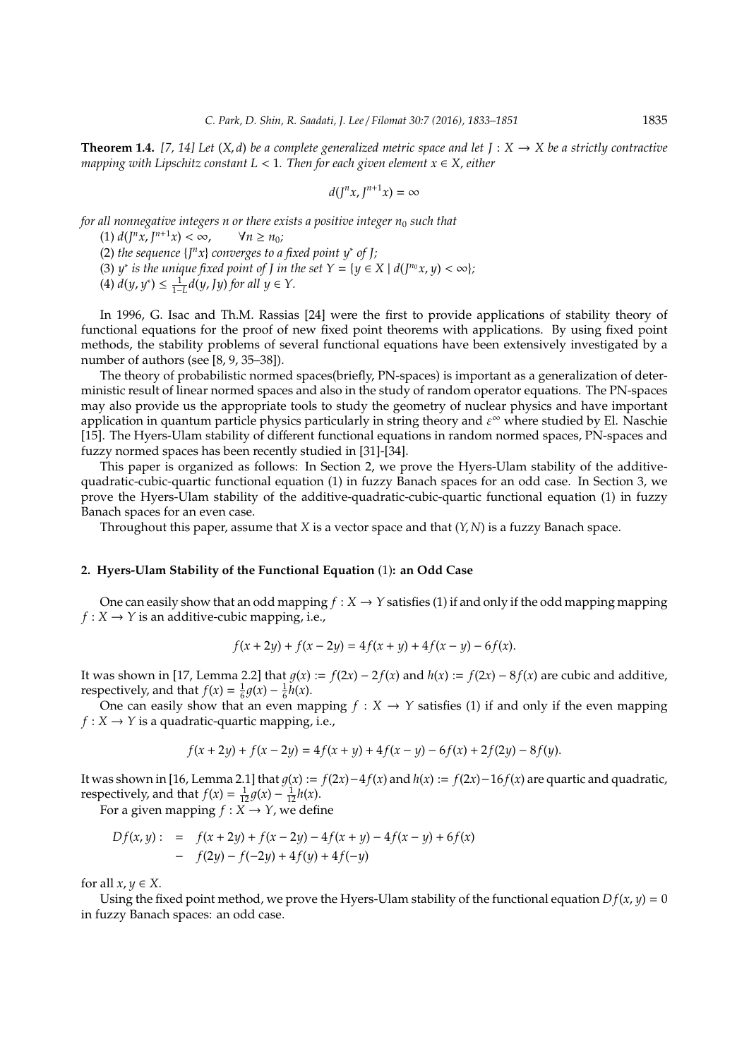**Theorem 1.4.** *[7, 14] Let $(X, d)$ be a complete generalized metric space and let $J : X \to X$ be a strictly contractive mapping with Lipschitz constant $L < 1$. Then for each given element $x \in X$, either*

$$d(J^n x, J^{n+1} x) = \infty$$

*for all nonnegative integers n or there exists a positive integer $n_0$ such that*

(1) $d(J^n x, J^{n+1} x) < \infty, \qquad \forall n \geq n_0$;

(2) *the sequence $\{J^n x\}$ converges to a fixed point $y^*$ of $J$;*

(3) *$y^*$ is the unique fixed point of $J$ in the set $Y = \{y \in X \mid d(J^{n_0} x, y) < \infty\}$;*

(4) *$d(y, y^*) \leq \frac{1}{1-L} d(y, Jy)$ for all $y \in Y$.*

In 1996, G. Isac and Th.M. Rassias [24] were the first to provide applications of stability theory of functional equations for the proof of new fixed point theorems with applications. By using fixed point methods, the stability problems of several functional equations have been extensively investigated by a number of authors (see [8, 9, 35–38]).

The theory of probabilistic normed spaces(briefly, PN-spaces) is important as a generalization of deterministic result of linear normed spaces and also in the study of random operator equations. The PN-spaces may also provide us the appropriate tools to study the geometry of nuclear physics and have important application in quantum particle physics particularly in string theory and $\varepsilon^\infty$ where studied by El. Naschie [15]. The Hyers-Ulam stability of different functional equations in random normed spaces, PN-spaces and fuzzy normed spaces has been recently studied in [31]-[34].

This paper is organized as follows: In Section 2, we prove the Hyers-Ulam stability of the additive-quadratic-cubic-quartic functional equation (1) in fuzzy Banach spaces for an odd case. In Section 3, we prove the Hyers-Ulam stability of the additive-quadratic-cubic-quartic functional equation (1) in fuzzy Banach spaces for an even case.

Throughout this paper, assume that $X$ is a vector space and that $(Y, N)$ is a fuzzy Banach space.

## 2. Hyers-Ulam Stability of the Functional Equation (1): an Odd Case

One can easily show that an odd mapping $f : X \to Y$ satisfies (1) if and only if the odd mapping mapping $f : X \to Y$ is an additive-cubic mapping, i.e.,

$$f(x + 2y) + f(x - 2y) = 4f(x + y) + 4f(x - y) - 6f(x).$$

It was shown in [17, Lemma 2.2] that $g(x) := f(2x) - 2f(x)$ and $h(x) := f(2x) - 8f(x)$ are cubic and additive, respectively, and that $f(x) = \frac{1}{6}g(x) - \frac{1}{6}h(x)$.

One can easily show that an even mapping $f : X \to Y$ satisfies (1) if and only if the even mapping $f : X \to Y$ is a quadratic-quartic mapping, i.e.,

$$f(x + 2y) + f(x - 2y) = 4f(x + y) + 4f(x - y) - 6f(x) + 2f(2y) - 8f(y).$$

It was shown in [16, Lemma 2.1] that $g(x) := f(2x) - 4f(x)$ and $h(x) := f(2x) - 16f(x)$ are quartic and quadratic, respectively, and that $f(x) = \frac{1}{12}g(x) - \frac{1}{12}h(x)$.

For a given mapping $f : X \to Y$, we define

$$\begin{aligned} Df(x, y) : &= f(x + 2y) + f(x - 2y) - 4f(x + y) - 4f(x - y) + 6f(x) \\ &- f(2y) - f(-2y) + 4f(y) + 4f(-y) \end{aligned}$$

for all $x, y \in X$.

Using the fixed point method, we prove the Hyers-Ulam stability of the functional equation $Df(x, y) = 0$ in fuzzy Banach spaces: an odd case.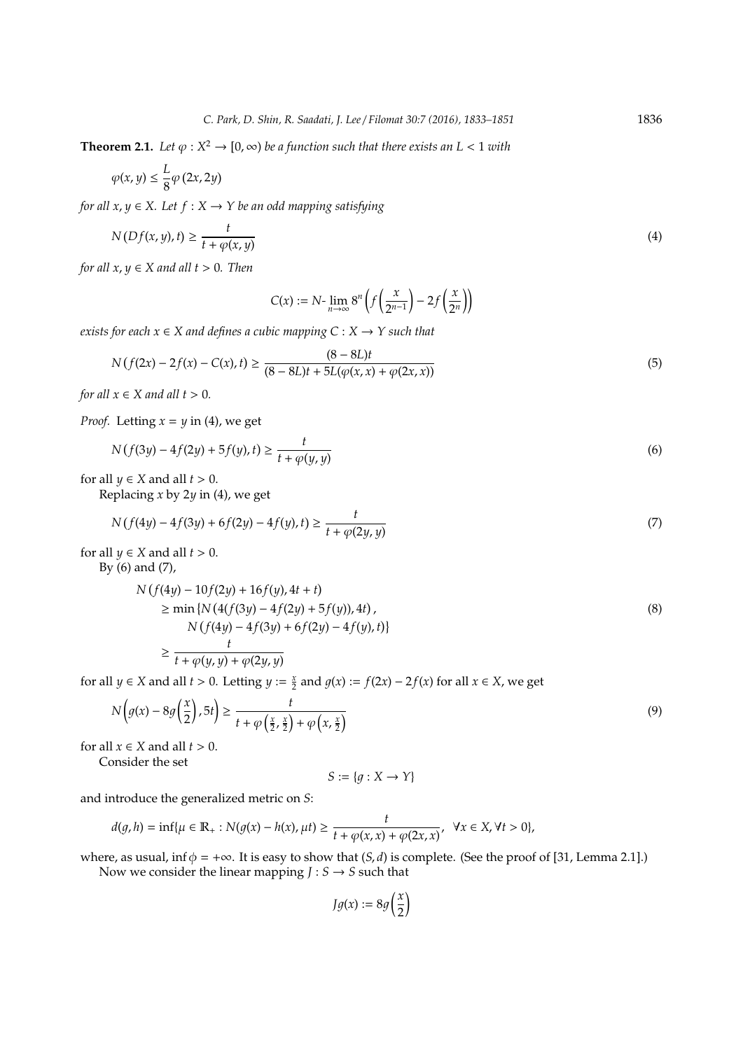**Theorem 2.1.** *Let $\varphi : X^2 \to [0, \infty)$ be a function such that there exists an $L < 1$ with*

$$\varphi(x, y) \leq \frac{L}{8}\varphi(2x, 2y)$$

*for all $x, y \in X$. Let $f : X \to Y$ be an odd mapping satisfying*

$$N(Df(x, y), t) \geq \frac{t}{t + \varphi(x, y)} \tag{4}$$

*for all $x, y \in X$ and all $t > 0$. Then*

$$C(x) := N\text{-}\lim_{n\to\infty} 8^n \left(f\left(\frac{x}{2^{n-1}}\right) - 2f\left(\frac{x}{2^n}\right)\right)$$

*exists for each $x \in X$ and defines a cubic mapping $C : X \to Y$ such that*

$$N(f(2x) - 2f(x) - C(x), t) \geq \frac{(8 - 8L)t}{(8 - 8L)t + 5L(\varphi(x, x) + \varphi(2x, x))} \tag{5}$$

*for all $x \in X$ and all $t > 0$.*

*Proof.* Letting $x = y$ in (4), we get

$$N(f(3y) - 4f(2y) + 5f(y), t) \geq \frac{t}{t + \varphi(y, y)} \tag{6}$$

for all $y \in X$ and all $t > 0$.

Replacing $x$ by $2y$ in (4), we get

$$N(f(4y) - 4f(3y) + 6f(2y) - 4f(y), t) \geq \frac{t}{t + \varphi(2y, y)} \tag{7}$$

for all $y \in X$ and all $t > 0$.

By (6) and (7),

$$\begin{aligned}
N&(f(4y) - 10f(2y) + 16f(y), 4t + t) \\
&\geq \min\{N(4(f(3y) - 4f(2y) + 5f(y)), 4t), \\
&\qquad N(f(4y) - 4f(3y) + 6f(2y) - 4f(y), t)\} \\
&\geq \frac{t}{t + \varphi(y, y) + \varphi(2y, y)}
\end{aligned} \tag{8}$$

for all $y \in X$ and all $t > 0$. Letting $y := \frac{x}{2}$ and $g(x) := f(2x) - 2f(x)$ for all $x \in X$, we get

$$N\left(g(x) - 8g\left(\frac{x}{2}\right), 5t\right) \geq \frac{t}{t + \varphi\left(\frac{x}{2}, \frac{x}{2}\right) + \varphi\left(x, \frac{x}{2}\right)} \tag{9}$$

for all $x \in X$ and all $t > 0$.

Consider the set

$$S := \{g : X \to Y\}$$

and introduce the generalized metric on $S$:

$$d(g, h) = \inf\{\mu \in \mathbb{R}_+ : N(g(x) - h(x), \mu t) \geq \frac{t}{t + \varphi(x, x) + \varphi(2x, x)}, \ \ \forall x \in X, \forall t > 0\},$$

where, as usual, $\inf \phi = +\infty$. It is easy to show that $(S, d)$ is complete. (See the proof of [31, Lemma 2.1].)

Now we consider the linear mapping $J : S \to S$ such that

$$Jg(x) := 8g\left(\frac{x}{2}\right)$$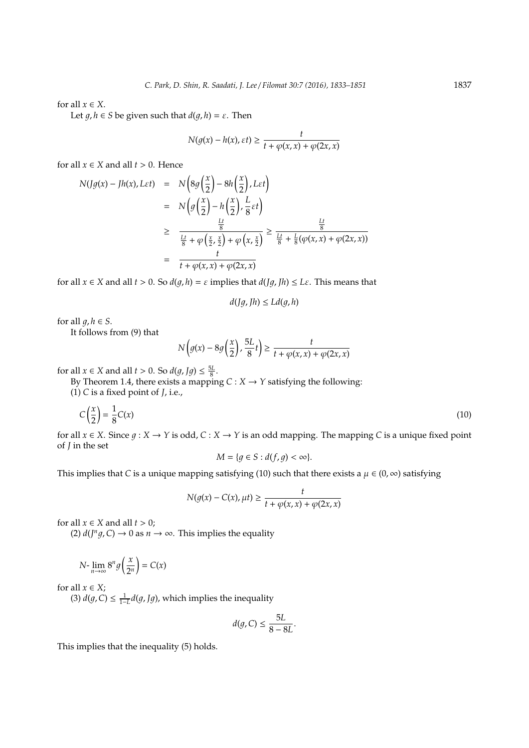for all $x \in X$.

Let $g, h \in S$ be given such that $d(g,h) = \varepsilon$. Then

$$N(g(x) - h(x), \varepsilon t) \geq \frac{t}{t + \varphi(x,x) + \varphi(2x,x)}$$

for all $x \in X$ and all $t > 0$. Hence

$$\begin{aligned}
N(Jg(x) - Jh(x), L\varepsilon t) &= N\left(8g\left(\frac{x}{2}\right) - 8h\left(\frac{x}{2}\right), L\varepsilon t\right) \\
&= N\left(g\left(\frac{x}{2}\right) - h\left(\frac{x}{2}\right), \frac{L}{8}\varepsilon t\right) \\
&\geq \frac{\frac{Lt}{8}}{\frac{Lt}{8} + \varphi\left(\frac{x}{2}, \frac{x}{2}\right) + \varphi\left(x, \frac{x}{2}\right)} \geq \frac{\frac{Lt}{8}}{\frac{Lt}{8} + \frac{L}{8}(\varphi(x,x) + \varphi(2x,x))} \\
&= \frac{t}{t + \varphi(x,x) + \varphi(2x,x)}
\end{aligned}$$

for all $x \in X$ and all $t > 0$. So $d(g,h) = \varepsilon$ implies that $d(Jg, Jh) \leq L\varepsilon$. This means that

$$d(Jg, Jh) \leq L d(g,h)$$

for all $g, h \in S$.

It follows from (9) that

$$N\left(g(x) - 8g\left(\frac{x}{2}\right), \frac{5L}{8}t\right) \geq \frac{t}{t + \varphi(x,x) + \varphi(2x,x)}$$

for all $x \in X$ and all $t > 0$. So $d(g, Jg) \leq \frac{5L}{8}$.

By Theorem 1.4, there exists a mapping $C : X \to Y$ satisfying the following:

(1) $C$ is a fixed point of $J$, i.e.,

$$C\left(\frac{x}{2}\right) = \frac{1}{8}C(x) \tag{10}$$

for all $x \in X$. Since $g : X \to Y$ is odd, $C : X \to Y$ is an odd mapping. The mapping $C$ is a unique fixed point of $J$ in the set

$$M = \{g \in S : d(f,g) < \infty\}.$$

This implies that $C$ is a unique mapping satisfying (10) such that there exists a $\mu \in (0, \infty)$ satisfying

$$N(g(x) - C(x), \mu t) \geq \frac{t}{t + \varphi(x,x) + \varphi(2x,x)}$$

for all $x \in X$ and all $t > 0$;

(2) $d(J^n g, C) \to 0$ as $n \to \infty$. This implies the equality

$$N\text{-}\lim_{n\to\infty} 8^n g\left(\frac{x}{2^n}\right) = C(x)$$

for all $x \in X$;

(3) $d(g, C) \leq \frac{1}{1-L} d(g, Jg)$, which implies the inequality

$$d(g, C) \leq \frac{5L}{8 - 8L}.$$

This implies that the inequality (5) holds.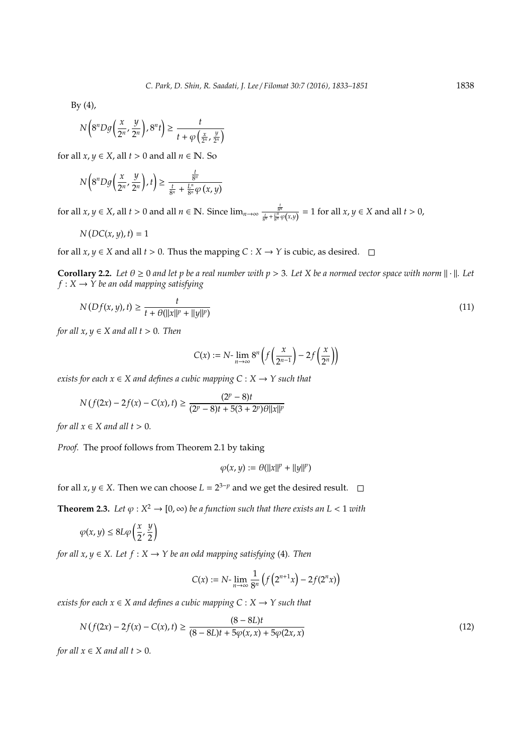By (4),

$$N\left(8^n Dg\left(\frac{x}{2^n}, \frac{y}{2^n}\right), 8^n t\right) \geq \frac{t}{t + \varphi\left(\frac{x}{2^n}, \frac{y}{2^n}\right)}$$

for all $x, y \in X$, all $t > 0$ and all $n \in \mathbb{N}$. So

$$N\left(8^n Dg\left(\frac{x}{2^n}, \frac{y}{2^n}\right), t\right) \geq \frac{\frac{t}{8^n}}{\frac{t}{8^n} + \frac{L^n}{8^n}\varphi(x, y)}$$

for all $x, y \in X$, all $t > 0$ and all $n \in \mathbb{N}$. Since $\lim_{n\to\infty} \frac{\frac{t}{8^n}}{\frac{t}{8^n} + \frac{L^n}{8^n}\varphi(x,y)} = 1$ for all $x, y \in X$ and all $t > 0$,

$$N(DC(x, y), t) = 1$$

for all $x, y \in X$ and all $t > 0$. Thus the mapping $C : X \to Y$ is cubic, as desired. □

**Corollary 2.2.** *Let $\theta \geq 0$ and let $p$ be a real number with $p > 3$. Let $X$ be a normed vector space with norm $\|\cdot\|$. Let $f : X \to Y$ be an odd mapping satisfying*

$$N(Df(x, y), t) \geq \frac{t}{t + \theta(\|x\|^p + \|y\|^p)} \tag{11}$$

*for all $x, y \in X$ and all $t > 0$. Then*

$$C(x) := N\text{-}\lim_{n\to\infty} 8^n\left(f\left(\frac{x}{2^{n-1}}\right) - 2f\left(\frac{x}{2^n}\right)\right)$$

*exists for each $x \in X$ and defines a cubic mapping $C : X \to Y$ such that*

$$N(f(2x) - 2f(x) - C(x), t) \geq \frac{(2^p - 8)t}{(2^p - 8)t + 5(3 + 2^p)\theta\|x\|^p}$$

*for all $x \in X$ and all $t > 0$.*

*Proof.* The proof follows from Theorem 2.1 by taking

$$\varphi(x, y) := \theta(\|x\|^p + \|y\|^p)$$

for all $x, y \in X$. Then we can choose $L = 2^{3-p}$ and we get the desired result. □

**Theorem 2.3.** *Let $\varphi : X^2 \to [0, \infty)$ be a function such that there exists an $L < 1$ with*

$$\varphi(x, y) \leq 8L\varphi\left(\frac{x}{2}, \frac{y}{2}\right)$$

*for all $x, y \in X$. Let $f : X \to Y$ be an odd mapping satisfying (4). Then*

$$C(x) := N\text{-}\lim_{n\to\infty} \frac{1}{8^n}\left(f\left(2^{n+1}x\right) - 2f(2^n x)\right)$$

*exists for each $x \in X$ and defines a cubic mapping $C : X \to Y$ such that*

$$N(f(2x) - 2f(x) - C(x), t) \geq \frac{(8 - 8L)t}{(8 - 8L)t + 5\varphi(x, x) + 5\varphi(2x, x)} \tag{12}$$

*for all $x \in X$ and all $t > 0$.*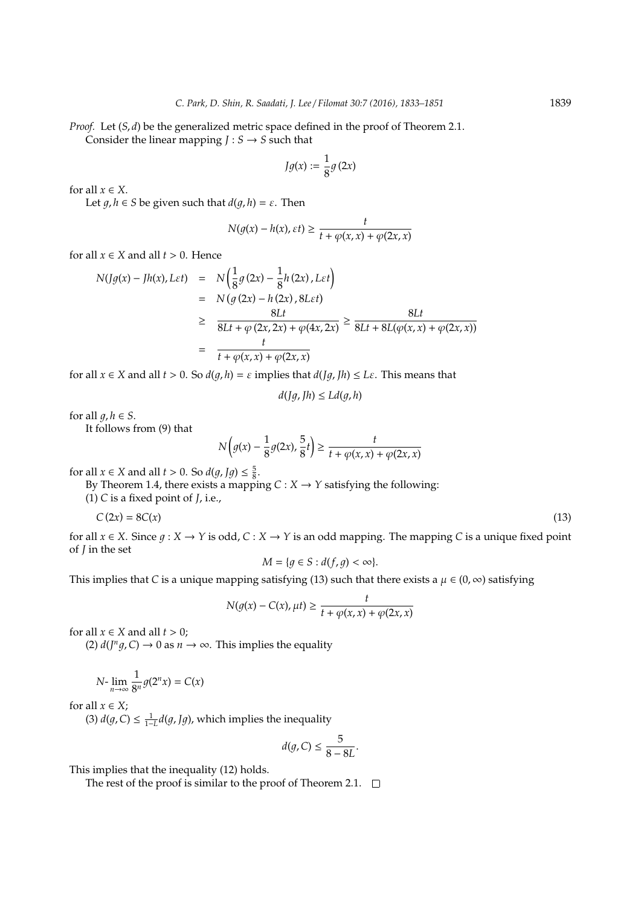*Proof.* Let $(S, d)$ be the generalized metric space defined in the proof of Theorem 2.1.

Consider the linear mapping $J : S \to S$ such that

$$Jg(x) := \frac{1}{8}g(2x)$$

for all $x \in X$.

Let $g, h \in S$ be given such that $d(g, h) = \varepsilon$. Then

$$N(g(x) - h(x), \varepsilon t) \geq \frac{t}{t + \varphi(x, x) + \varphi(2x, x)}$$

for all $x \in X$ and all $t > 0$. Hence

$$\begin{aligned}
N(Jg(x) - Jh(x), L\varepsilon t) &= N\Big(\frac{1}{8}g(2x) - \frac{1}{8}h(2x), L\varepsilon t\Big) \\
&= N(g(2x) - h(2x), 8L\varepsilon t) \\
&\geq \frac{8Lt}{8Lt + \varphi(2x, 2x) + \varphi(4x, 2x)} \geq \frac{8Lt}{8Lt + 8L(\varphi(x, x) + \varphi(2x, x))} \\
&= \frac{t}{t + \varphi(x, x) + \varphi(2x, x)}
\end{aligned}$$

for all $x \in X$ and all $t > 0$. So $d(g, h) = \varepsilon$ implies that $d(Jg, Jh) \leq L\varepsilon$. This means that

$$d(Jg, Jh) \leq Ld(g, h)$$

for all $g, h \in S$.

It follows from (9) that

$$N\Big(g(x) - \frac{1}{8}g(2x), \frac{5}{8}t\Big) \geq \frac{t}{t + \varphi(x, x) + \varphi(2x, x)}$$

for all $x \in X$ and all $t > 0$. So $d(g, Jg) \leq \frac{5}{8}$.

By Theorem 1.4, there exists a mapping $C : X \to Y$ satisfying the following:

(1) $C$ is a fixed point of $J$, i.e.,

$$C(2x) = 8C(x) \tag{13}$$

for all $x \in X$. Since $g : X \to Y$ is odd, $C : X \to Y$ is an odd mapping. The mapping $C$ is a unique fixed point of $J$ in the set

$$M = \{g \in S : d(f, g) < \infty\}.$$

This implies that $C$ is a unique mapping satisfying (13) such that there exists a $\mu \in (0, \infty)$ satisfying

$$N(g(x) - C(x), \mu t) \geq \frac{t}{t + \varphi(x, x) + \varphi(2x, x)}$$

for all $x \in X$ and all $t > 0$;

(2) $d(J^n g, C) \to 0$ as $n \to \infty$. This implies the equality

$$N\text{-}\lim_{n\to\infty} \frac{1}{8^n} g(2^n x) = C(x)$$

for all $x \in X$;

(3) $d(g, C) \leq \frac{1}{1-L} d(g, Jg)$, which implies the inequality

$$d(g, C) \leq \frac{5}{8 - 8L}.$$

This implies that the inequality (12) holds.

The rest of the proof is similar to the proof of Theorem 2.1. $\square$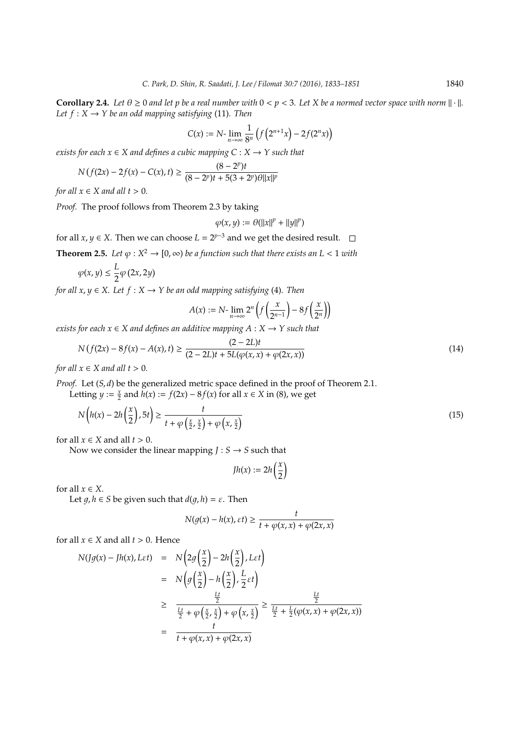**Corollary 2.4.** *Let $\theta \geq 0$ and let $p$ be a real number with $0 < p < 3$. Let $X$ be a normed vector space with norm $\|\cdot\|$. Let $f : X \to Y$ be an odd mapping satisfying* (11)*. Then*

$$C(x) := N\text{-}\lim_{n\to\infty} \frac{1}{8^n}\left(f\left(2^{n+1}x\right) - 2f(2^n x)\right)$$

*exists for each $x \in X$ and defines a cubic mapping $C : X \to Y$ such that*

$$N\left(f(2x) - 2f(x) - C(x), t\right) \geq \frac{(8-2^p)t}{(8-2^p)t + 5(3+2^p)\theta\|x\|^p}$$

*for all $x \in X$ and all $t > 0$.*

*Proof.* The proof follows from Theorem 2.3 by taking

$$\varphi(x,y) := \theta(\|x\|^p + \|y\|^p)$$

for all $x, y \in X$. Then we can choose $L = 2^{p-3}$ and we get the desired result. □

**Theorem 2.5.** *Let $\varphi : X^2 \to [0,\infty)$ be a function such that there exists an $L < 1$ with*

$$\varphi(x,y) \leq \frac{L}{2}\varphi(2x, 2y)$$

*for all $x, y \in X$. Let $f : X \to Y$ be an odd mapping satisfying* (4)*. Then*

$$A(x) := N\text{-}\lim_{n\to\infty} 2^n\left(f\left(\frac{x}{2^{n-1}}\right) - 8f\left(\frac{x}{2^n}\right)\right)$$

*exists for each $x \in X$ and defines an additive mapping $A : X \to Y$ such that*

$$N\left(f(2x) - 8f(x) - A(x), t\right) \geq \frac{(2-2L)t}{(2-2L)t + 5L(\varphi(x,x) + \varphi(2x,x))} \tag{14}$$

*for all $x \in X$ and all $t > 0$.*

*Proof.* Let $(S,d)$ be the generalized metric space defined in the proof of Theorem 2.1.

Letting $y := \frac{x}{2}$ and $h(x) := f(2x) - 8f(x)$ for all $x \in X$ in (8), we get

$$N\left(h(x) - 2h\left(\frac{x}{2}\right), 5t\right) \geq \frac{t}{t + \varphi\left(\frac{x}{2},\frac{x}{2}\right) + \varphi\left(x, \frac{x}{2}\right)} \tag{15}$$

for all $x \in X$ and all $t > 0$.

Now we consider the linear mapping $J : S \to S$ such that

$$Jh(x) := 2h\left(\frac{x}{2}\right)$$

for all $x \in X$.

Let $g, h \in S$ be given such that $d(g,h) = \varepsilon$. Then

$$N(g(x) - h(x), \varepsilon t) \geq \frac{t}{t + \varphi(x,x) + \varphi(2x,x)}$$

for all $x \in X$ and all $t > 0$. Hence

$$\begin{aligned}
N(Jg(x) - Jh(x), L\varepsilon t) &= N\left(2g\left(\frac{x}{2}\right) - 2h\left(\frac{x}{2}\right), L\varepsilon t\right) \\
&= N\left(g\left(\frac{x}{2}\right) - h\left(\frac{x}{2}\right), \frac{L}{2}\varepsilon t\right) \\
&\geq \frac{\frac{Lt}{2}}{\frac{Lt}{2} + \varphi\left(\frac{x}{2},\frac{x}{2}\right) + \varphi\left(x,\frac{x}{2}\right)} \geq \frac{\frac{Lt}{2}}{\frac{Lt}{2} + \frac{L}{2}(\varphi(x,x) + \varphi(2x,x))} \\
&= \frac{t}{t + \varphi(x,x) + \varphi(2x,x)}
\end{aligned}$$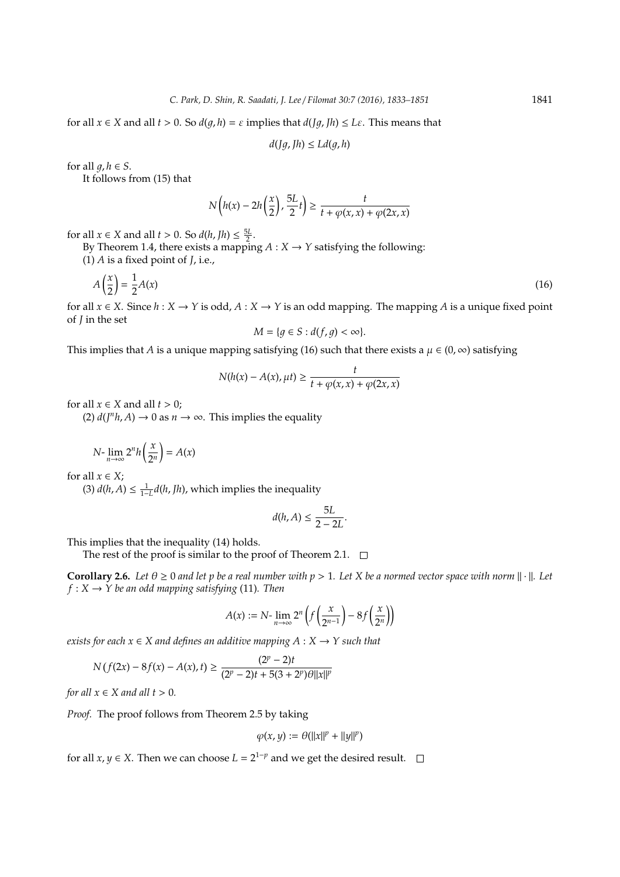for all $x \in X$ and all $t > 0$. So $d(g, h) = \varepsilon$ implies that $d(Jg, Jh) \leq L\varepsilon$. This means that

$$d(Jg, Jh) \leq Ld(g, h)$$

for all $g, h \in S$.

It follows from (15) that

$$N\left(h(x) - 2h\left(\frac{x}{2}\right), \frac{5L}{2}t\right) \geq \frac{t}{t + \varphi(x, x) + \varphi(2x, x)}$$

for all $x \in X$ and all $t > 0$. So $d(h, Jh) \leq \frac{5L}{2}$.

By Theorem 1.4, there exists a mapping $A : X \to Y$ satisfying the following:

(1) $A$ is a fixed point of $J$, i.e.,

$$A\left(\frac{x}{2}\right) = \frac{1}{2}A(x) \tag{16}$$

for all $x \in X$. Since $h : X \to Y$ is odd, $A : X \to Y$ is an odd mapping. The mapping $A$ is a unique fixed point of $J$ in the set

$$M = \{g \in S : d(f, g) < \infty\}.$$

This implies that $A$ is a unique mapping satisfying (16) such that there exists a $\mu \in (0, \infty)$ satisfying

$$N(h(x) - A(x), \mu t) \geq \frac{t}{t + \varphi(x, x) + \varphi(2x, x)}$$

for all $x \in X$ and all $t > 0$;

(2) $d(J^n h, A) \to 0$ as $n \to \infty$. This implies the equality

$$N\text{-}\lim_{n\to\infty} 2^n h\left(\frac{x}{2^n}\right) = A(x)$$

for all $x \in X$;

(3) $d(h, A) \leq \frac{1}{1-L} d(h, Jh)$, which implies the inequality

$$d(h, A) \leq \frac{5L}{2 - 2L}.$$

This implies that the inequality (14) holds.

The rest of the proof is similar to the proof of Theorem 2.1. $\square$

**Corollary 2.6.** *Let $\theta \geq 0$ and let $p$ be a real number with $p > 1$. Let $X$ be a normed vector space with norm $\|\cdot\|$. Let $f : X \to Y$ be an odd mapping satisfying* (11)*. Then*

$$A(x) := N\text{-}\lim_{n\to\infty} 2^n \left(f\left(\frac{x}{2^{n-1}}\right) - 8f\left(\frac{x}{2^n}\right)\right)$$

*exists for each $x \in X$ and defines an additive mapping $A : X \to Y$ such that*

$$N\left(f(2x) - 8f(x) - A(x), t\right) \geq \frac{(2^p - 2)t}{(2^p - 2)t + 5(3 + 2^p)\theta\|x\|^p}$$

*for all $x \in X$ and all $t > 0$.*

*Proof.* The proof follows from Theorem 2.5 by taking

$$\varphi(x, y) := \theta(\|x\|^p + \|y\|^p)$$

for all $x, y \in X$. Then we can choose $L = 2^{1-p}$ and we get the desired result. $\square$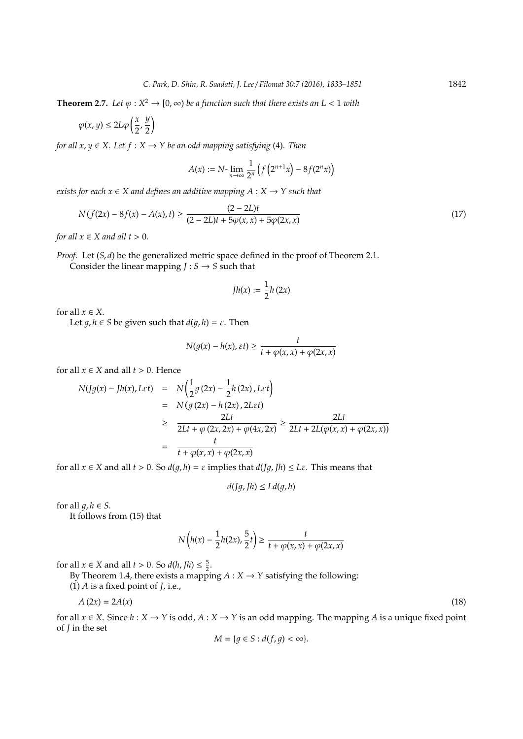**Theorem 2.7.** *Let $\varphi : X^2 \to [0, \infty)$ be a function such that there exists an $L < 1$ with*

$$\varphi(x, y) \leq 2L\varphi\left(\frac{x}{2}, \frac{y}{2}\right)$$

*for all $x, y \in X$. Let $f : X \to Y$ be an odd mapping satisfying* (4)*. Then*

$$A(x) := N\text{-}\lim_{n\to\infty} \frac{1}{2^n}\left(f\left(2^{n+1}x\right) - 8f(2^n x)\right)$$

*exists for each $x \in X$ and defines an additive mapping $A : X \to Y$ such that*

$$N\left(f(2x) - 8f(x) - A(x), t\right) \geq \frac{(2-2L)t}{(2-2L)t + 5\varphi(x,x) + 5\varphi(2x,x)} \tag{17}$$

*for all $x \in X$ and all $t > 0$.*

*Proof.* Let $(S, d)$ be the generalized metric space defined in the proof of Theorem 2.1.

Consider the linear mapping $J : S \to S$ such that

$$Jh(x) := \frac{1}{2}h(2x)$$

for all $x \in X$.

Let $g, h \in S$ be given such that $d(g, h) = \varepsilon$. Then

$$N(g(x) - h(x), \varepsilon t) \geq \frac{t}{t + \varphi(x,x) + \varphi(2x,x)}$$

for all $x \in X$ and all $t > 0$. Hence

$$\begin{aligned}
N(Jg(x) - Jh(x), L\varepsilon t) &= N\left(\frac{1}{2}g(2x) - \frac{1}{2}h(2x), L\varepsilon t\right) \\
&= N\left(g(2x) - h(2x), 2L\varepsilon t\right) \\
&\geq \frac{2Lt}{2Lt + \varphi(2x,2x) + \varphi(4x,2x)} \geq \frac{2Lt}{2Lt + 2L(\varphi(x,x) + \varphi(2x,x))} \\
&= \frac{t}{t + \varphi(x,x) + \varphi(2x,x)}
\end{aligned}$$

for all $x \in X$ and all $t > 0$. So $d(g, h) = \varepsilon$ implies that $d(Jg, Jh) \leq L\varepsilon$. This means that

$$d(Jg, Jh) \leq Ld(g, h)$$

for all $g, h \in S$.

It follows from (15) that

$$N\left(h(x) - \frac{1}{2}h(2x), \frac{5}{2}t\right) \geq \frac{t}{t + \varphi(x,x) + \varphi(2x,x)}$$

for all $x \in X$ and all $t > 0$. So $d(h, Jh) \leq \frac{5}{2}$.

By Theorem 1.4, there exists a mapping $A : X \to Y$ satisfying the following:

(1) $A$ is a fixed point of $J$, i.e.,

$$A(2x) = 2A(x) \tag{18}$$

for all $x \in X$. Since $h : X \to Y$ is odd, $A : X \to Y$ is an odd mapping. The mapping $A$ is a unique fixed point of $J$ in the set

$$M = \{g \in S : d(f, g) < \infty\}.$$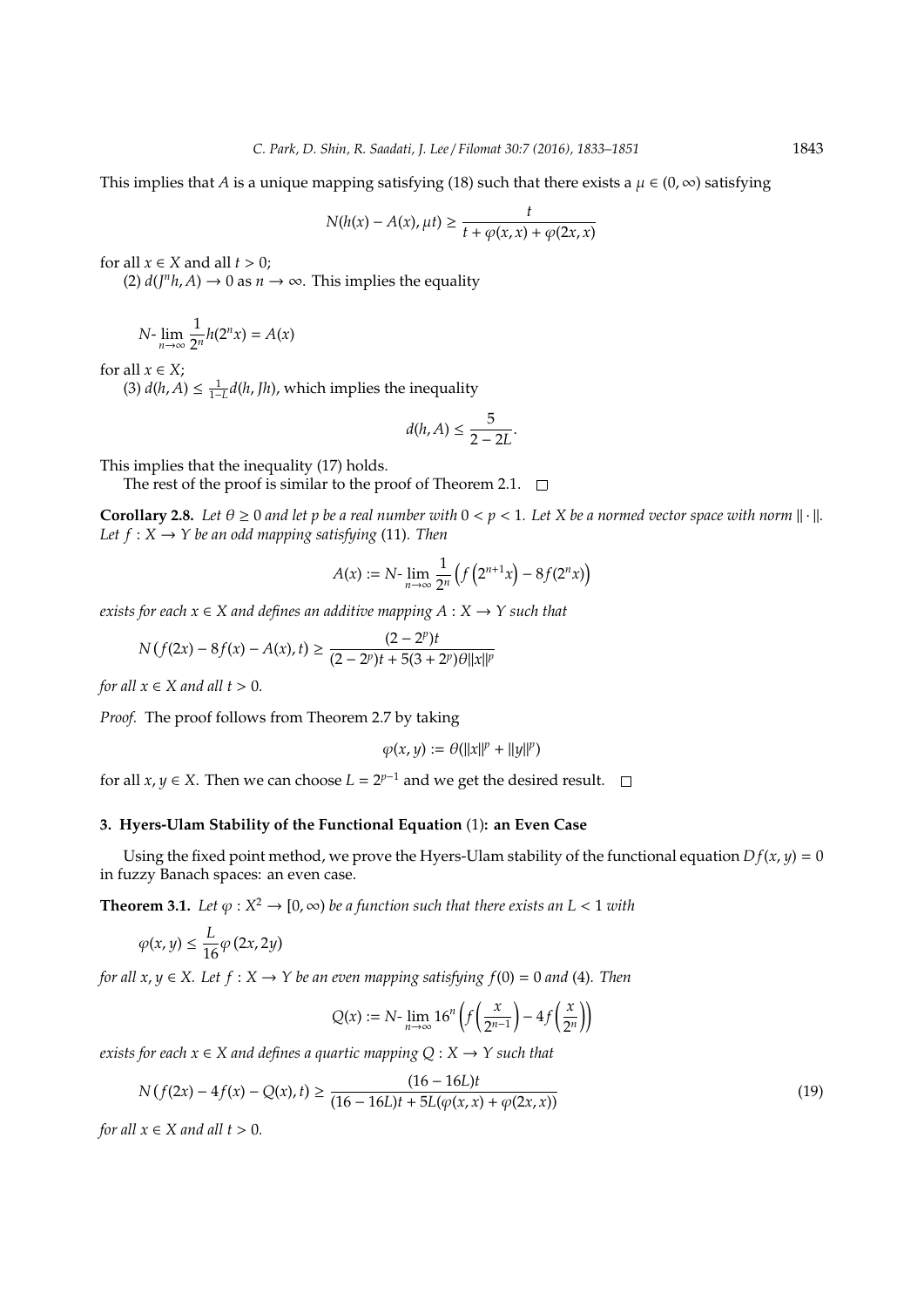This implies that $A$ is a unique mapping satisfying (18) such that there exists a $\mu \in (0, \infty)$ satisfying

$$N(h(x) - A(x), \mu t) \geq \frac{t}{t + \varphi(x, x) + \varphi(2x, x)}$$

for all $x \in X$ and all $t > 0$;

(2) $d(J^n h, A) \to 0$ as $n \to \infty$. This implies the equality

$$N\text{-}\lim_{n\to\infty} \frac{1}{2^n} h(2^n x) = A(x)$$

for all $x \in X$;

(3) $d(h, A) \leq \frac{1}{1-L} d(h, Jh)$, which implies the inequality

$$d(h, A) \leq \frac{5}{2 - 2L}.$$

This implies that the inequality (17) holds.

The rest of the proof is similar to the proof of Theorem 2.1. □

**Corollary 2.8.** *Let $\theta \geq 0$ and let $p$ be a real number with $0 < p < 1$. Let $X$ be a normed vector space with norm $\|\cdot\|$. Let $f : X \to Y$ be an odd mapping satisfying* (11)*. Then*

$$A(x) := N\text{-}\lim_{n\to\infty} \frac{1}{2^n}\left(f\left(2^{n+1}x\right) - 8f(2^n x)\right)$$

*exists for each $x \in X$ and defines an additive mapping $A : X \to Y$ such that*

$$N\left(f(2x) - 8f(x) - A(x), t\right) \geq \frac{(2 - 2^p)t}{(2 - 2^p)t + 5(3 + 2^p)\theta\|x\|^p}$$

*for all $x \in X$ and all $t > 0$.*

*Proof.* The proof follows from Theorem 2.7 by taking

$$\varphi(x, y) := \theta(\|x\|^p + \|y\|^p)$$

for all $x, y \in X$. Then we can choose $L = 2^{p-1}$ and we get the desired result. □

## 3. Hyers-Ulam Stability of the Functional Equation (1): an Even Case

Using the fixed point method, we prove the Hyers-Ulam stability of the functional equation $Df(x, y) = 0$ in fuzzy Banach spaces: an even case.

**Theorem 3.1.** *Let $\varphi : X^2 \to [0, \infty)$ be a function such that there exists an $L < 1$ with*

$$\varphi(x, y) \leq \frac{L}{16}\varphi(2x, 2y)$$

*for all $x, y \in X$. Let $f : X \to Y$ be an even mapping satisfying $f(0) = 0$ and* (4)*. Then*

$$Q(x) := N\text{-}\lim_{n\to\infty} 16^n\left(f\left(\frac{x}{2^{n-1}}\right) - 4f\left(\frac{x}{2^n}\right)\right)$$

*exists for each $x \in X$ and defines a quartic mapping $Q : X \to Y$ such that*

$$N\left(f(2x) - 4f(x) - Q(x), t\right) \geq \frac{(16 - 16L)t}{(16 - 16L)t + 5L(\varphi(x, x) + \varphi(2x, x))} \tag{19}$$

*for all $x \in X$ and all $t > 0$.*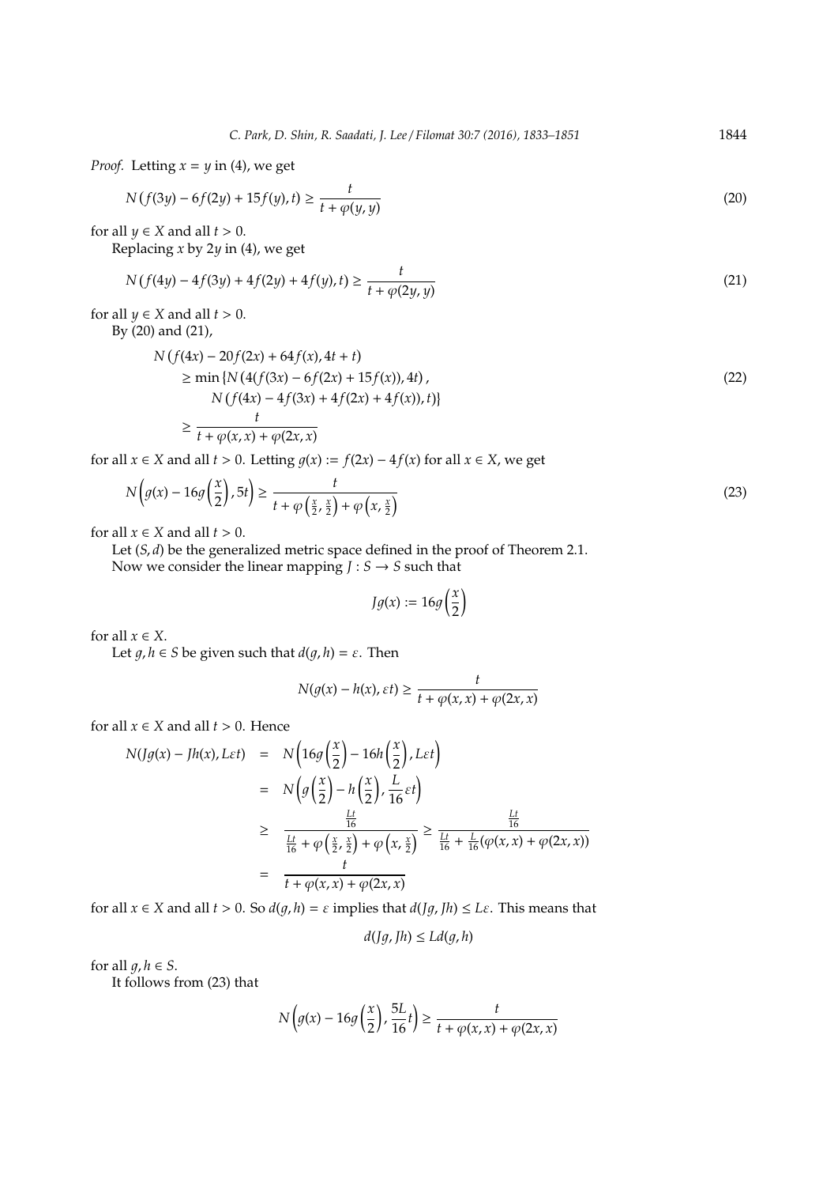*Proof.* Letting $x = y$ in (4), we get

$$N\left(f(3y) - 6f(2y) + 15f(y), t\right) \geq \frac{t}{t + \varphi(y, y)} \tag{20}$$

for all $y \in X$ and all $t > 0$.

Replacing $x$ by $2y$ in (4), we get

$$N\left(f(4y) - 4f(3y) + 4f(2y) + 4f(y), t\right) \geq \frac{t}{t + \varphi(2y, y)} \tag{21}$$

for all $y \in X$ and all $t > 0$.

By (20) and (21),

$$\begin{aligned} & N\left(f(4x) - 20f(2x) + 64f(x), 4t + t\right) \\ & \geq \min\left\{N\left(4(f(3x) - 6f(2x) + 15f(x)), 4t\right), \right. \\ & \qquad \left. N\left(f(4x) - 4f(3x) + 4f(2x) + 4f(x)), t\right)\right\} \\ & \geq \frac{t}{t + \varphi(x, x) + \varphi(2x, x)} \end{aligned} \tag{22}$$

for all $x \in X$ and all $t > 0$. Letting $g(x) := f(2x) - 4f(x)$ for all $x \in X$, we get

$$N\left(g(x) - 16g\left(\frac{x}{2}\right), 5t\right) \geq \frac{t}{t + \varphi\left(\frac{x}{2}, \frac{x}{2}\right) + \varphi\left(x, \frac{x}{2}\right)} \tag{23}$$

for all $x \in X$ and all $t > 0$.

Let $(S, d)$ be the generalized metric space defined in the proof of Theorem 2.1.

Now we consider the linear mapping $J : S \to S$ such that

$$Jg(x) := 16g\left(\frac{x}{2}\right)$$

for all $x \in X$.

Let $g, h \in S$ be given such that $d(g, h) = \varepsilon$. Then

$$N(g(x) - h(x), \varepsilon t) \geq \frac{t}{t + \varphi(x, x) + \varphi(2x, x)}$$

for all $x \in X$ and all $t > 0$. Hence

$$\begin{aligned} N(Jg(x) - Jh(x), L\varepsilon t) &= N\left(16g\left(\frac{x}{2}\right) - 16h\left(\frac{x}{2}\right), L\varepsilon t\right) \\ &= N\left(g\left(\frac{x}{2}\right) - h\left(\frac{x}{2}\right), \frac{L}{16}\varepsilon t\right) \\ &\geq \frac{\frac{Lt}{16}}{\frac{Lt}{16} + \varphi\left(\frac{x}{2}, \frac{x}{2}\right) + \varphi\left(x, \frac{x}{2}\right)} \geq \frac{\frac{Lt}{16}}{\frac{Lt}{16} + \frac{L}{16}(\varphi(x, x) + \varphi(2x, x))} \\ &= \frac{t}{t + \varphi(x, x) + \varphi(2x, x)} \end{aligned}$$

for all $x \in X$ and all $t > 0$. So $d(g, h) = \varepsilon$ implies that $d(Jg, Jh) \leq L\varepsilon$. This means that

$$d(Jg, Jh) \leq Ld(g, h)$$

for all $g, h \in S$.

It follows from (23) that

$$N\left(g(x) - 16g\left(\frac{x}{2}\right), \frac{5L}{16}t\right) \geq \frac{t}{t + \varphi(x, x) + \varphi(2x, x)}$$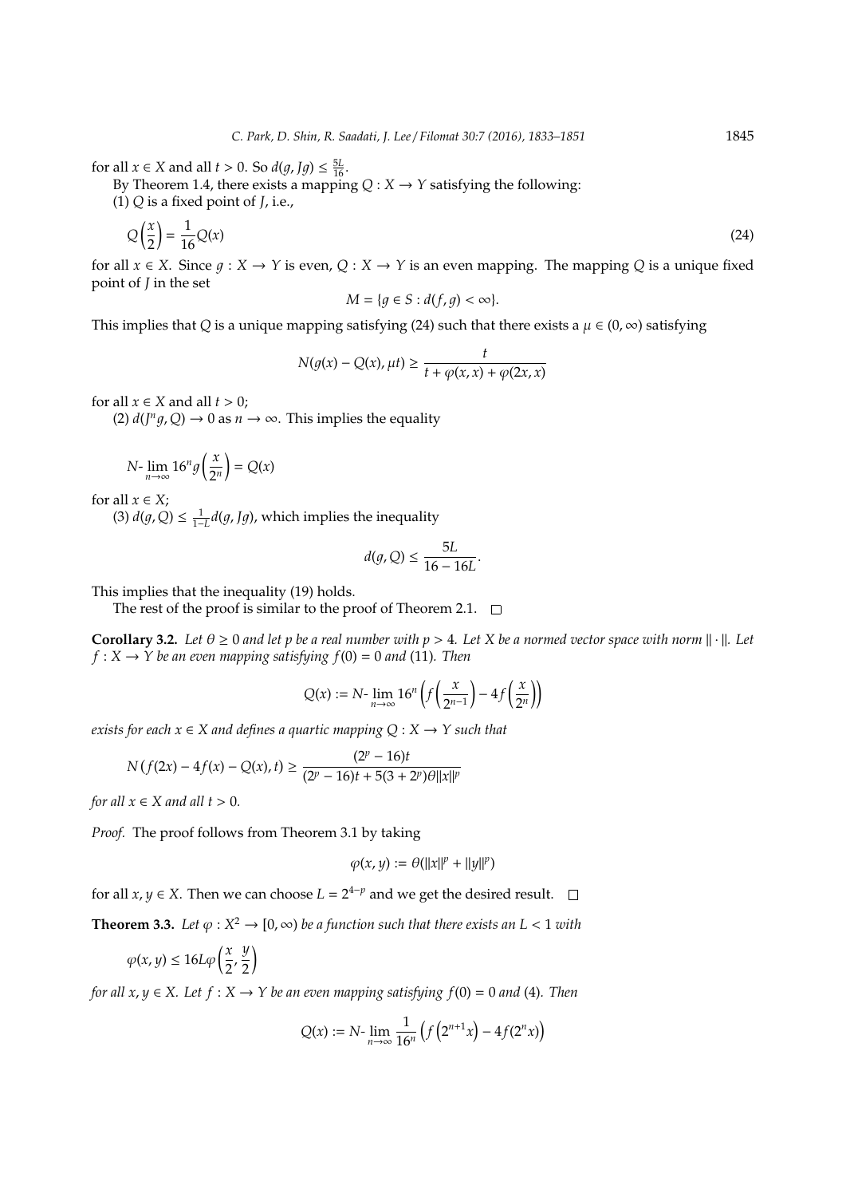for all $x \in X$ and all $t > 0$. So $d(g, Jg) \leq \frac{5L}{16}$.

By Theorem 1.4, there exists a mapping $Q : X \to Y$ satisfying the following:

(1) $Q$ is a fixed point of $J$, i.e.,

$$Q\left(\frac{x}{2}\right) = \frac{1}{16}Q(x) \tag{24}$$

for all $x \in X$. Since $g : X \to Y$ is even, $Q : X \to Y$ is an even mapping. The mapping $Q$ is a unique fixed point of $J$ in the set

$$M = \{g \in S : d(f, g) < \infty\}.$$

This implies that $Q$ is a unique mapping satisfying (24) such that there exists a $\mu \in (0, \infty)$ satisfying

$$N(g(x) - Q(x), \mu t) \geq \frac{t}{t + \varphi(x, x) + \varphi(2x, x)}$$

for all $x \in X$ and all $t > 0$;

(2) $d(J^n g, Q) \to 0$ as $n \to \infty$. This implies the equality

$$N\text{-}\lim_{n\to\infty} 16^n g\left(\frac{x}{2^n}\right) = Q(x)$$

for all $x \in X$;

(3) $d(g, Q) \leq \frac{1}{1-L} d(g, Jg)$, which implies the inequality

$$d(g, Q) \leq \frac{5L}{16 - 16L}.$$

This implies that the inequality (19) holds.

The rest of the proof is similar to the proof of Theorem 2.1. □

**Corollary 3.2.** *Let $\theta \geq 0$ and let $p$ be a real number with $p > 4$. Let $X$ be a normed vector space with norm $\|\cdot\|$. Let $f : X \to Y$ be an even mapping satisfying $f(0) = 0$ and (11). Then*

$$Q(x) := N\text{-}\lim_{n\to\infty} 16^n \left(f\left(\frac{x}{2^{n-1}}\right) - 4f\left(\frac{x}{2^n}\right)\right)$$

*exists for each $x \in X$ and defines a quartic mapping $Q : X \to Y$ such that*

$$N\left(f(2x) - 4f(x) - Q(x), t\right) \geq \frac{(2^p - 16)t}{(2^p - 16)t + 5(3 + 2^p)\theta\|x\|^p}$$

*for all $x \in X$ and all $t > 0$.*

*Proof.* The proof follows from Theorem 3.1 by taking

$$\varphi(x, y) := \theta(\|x\|^p + \|y\|^p)$$

for all $x, y \in X$. Then we can choose $L = 2^{4-p}$ and we get the desired result. □

**Theorem 3.3.** *Let $\varphi : X^2 \to [0, \infty)$ be a function such that there exists an $L < 1$ with*

$$\varphi(x, y) \leq 16L\varphi\left(\frac{x}{2}, \frac{y}{2}\right)$$

*for all $x, y \in X$. Let $f : X \to Y$ be an even mapping satisfying $f(0) = 0$ and (4). Then*

$$Q(x) := N\text{-}\lim_{n\to\infty} \frac{1}{16^n}\left(f\left(2^{n+1}x\right) - 4f(2^n x)\right)$$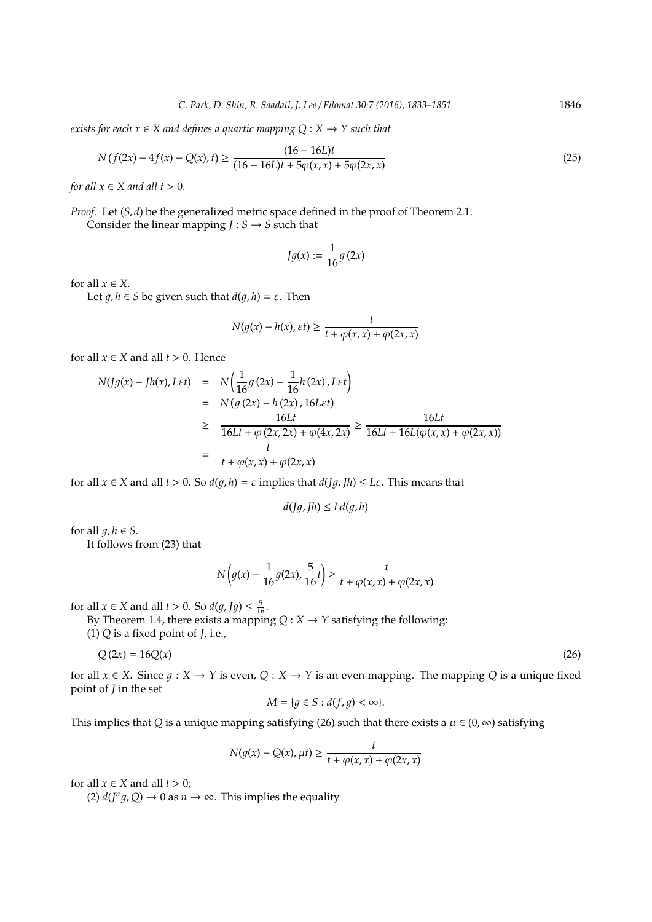*exists for each $x \in X$ and defines a quartic mapping $Q : X \to Y$ such that*

$$N(f(2x) - 4f(x) - Q(x), t) \geq \frac{(16 - 16L)t}{(16 - 16L)t + 5\varphi(x, x) + 5\varphi(2x, x)} \tag{25}$$

*for all $x \in X$ and all $t > 0$.*

*Proof.* Let $(S, d)$ be the generalized metric space defined in the proof of Theorem 2.1.

Consider the linear mapping $J : S \to S$ such that

$$Jg(x) := \frac{1}{16} g(2x)$$

for all $x \in X$.

Let $g, h \in S$ be given such that $d(g, h) = \varepsilon$. Then

$$N(g(x) - h(x), \varepsilon t) \geq \frac{t}{t + \varphi(x, x) + \varphi(2x, x)}$$

for all $x \in X$ and all $t > 0$. Hence

$$\begin{aligned}
N(Jg(x) - Jh(x), L\varepsilon t) &= N\left(\frac{1}{16} g(2x) - \frac{1}{16} h(2x), L\varepsilon t\right) \\
&= N(g(2x) - h(2x), 16L\varepsilon t) \\
&\geq \frac{16Lt}{16Lt + \varphi(2x, 2x) + \varphi(4x, 2x)} \geq \frac{16Lt}{16Lt + 16L(\varphi(x, x) + \varphi(2x, x))} \\
&= \frac{t}{t + \varphi(x, x) + \varphi(2x, x)}
\end{aligned}$$

for all $x \in X$ and all $t > 0$. So $d(g, h) = \varepsilon$ implies that $d(Jg, Jh) \leq L\varepsilon$. This means that

$$d(Jg, Jh) \leq Ld(g, h)$$

for all $g, h \in S$.

It follows from (23) that

$$N\left(g(x) - \frac{1}{16} g(2x), \frac{5}{16} t\right) \geq \frac{t}{t + \varphi(x, x) + \varphi(2x, x)}$$

for all $x \in X$ and all $t > 0$. So $d(g, Jg) \leq \frac{5}{16}$.

By Theorem 1.4, there exists a mapping $Q : X \to Y$ satisfying the following:

(1) $Q$ is a fixed point of $J$, i.e.,

$$Q(2x) = 16Q(x) \tag{26}$$

for all $x \in X$. Since $g : X \to Y$ is even, $Q : X \to Y$ is an even mapping. The mapping $Q$ is a unique fixed point of $J$ in the set

$$M = \{g \in S : d(f, g) < \infty\}.$$

This implies that $Q$ is a unique mapping satisfying (26) such that there exists a $\mu \in (0, \infty)$ satisfying

$$N(g(x) - Q(x), \mu t) \geq \frac{t}{t + \varphi(x, x) + \varphi(2x, x)}$$

for all $x \in X$ and all $t > 0$;

(2) $d(J^n g, Q) \to 0$ as $n \to \infty$. This implies the equality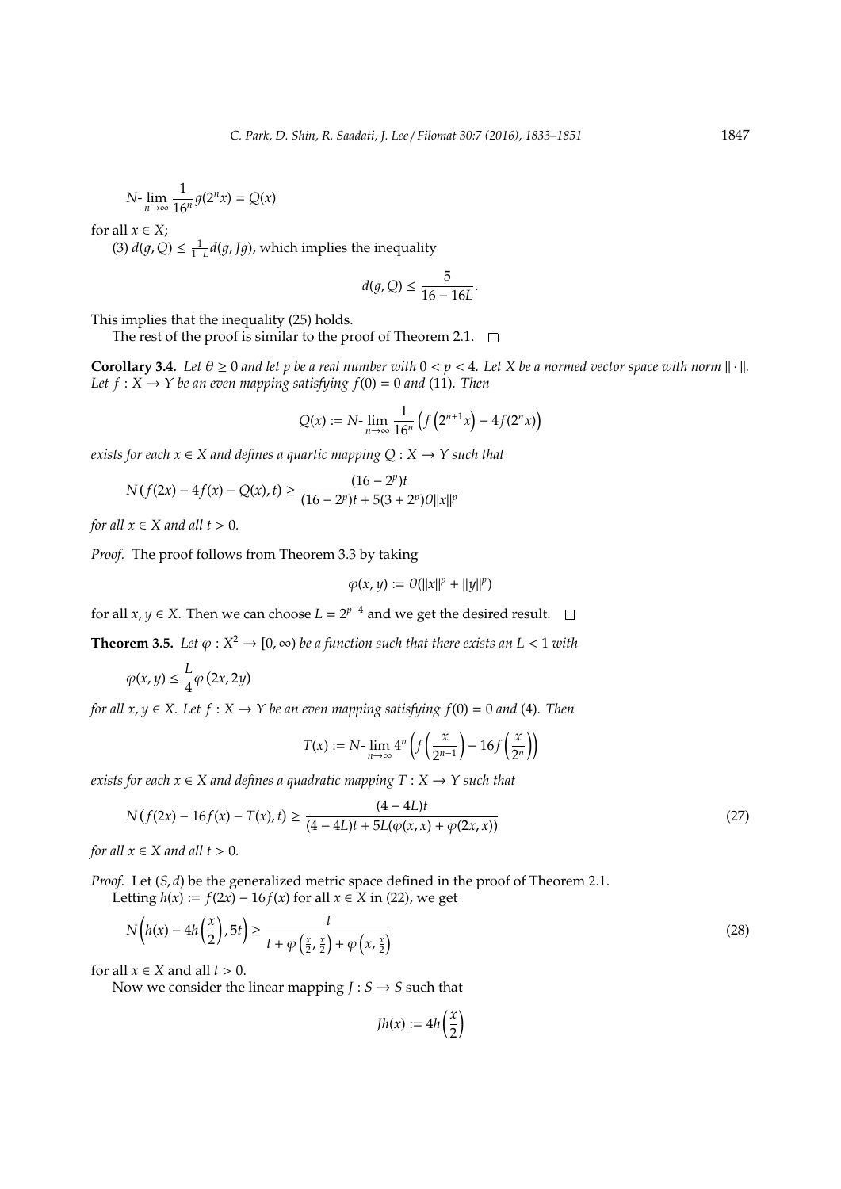$$N\text{-}\lim_{n\to\infty} \frac{1}{16^n} g(2^n x) = Q(x)$$

for all $x \in X$;

(3) $d(g, Q) \le \frac{1}{1-L} d(g, Jg)$, which implies the inequality

$$d(g, Q) \le \frac{5}{16 - 16L}.$$

This implies that the inequality (25) holds.

The rest of the proof is similar to the proof of Theorem 2.1. $\square$

**Corollary 3.4.** *Let $\theta \ge 0$ and let $p$ be a real number with $0 < p < 4$. Let $X$ be a normed vector space with norm $\|\cdot\|$. Let $f : X \to Y$ be an even mapping satisfying $f(0) = 0$ and (11). Then*

$$Q(x) := N\text{-}\lim_{n\to\infty} \frac{1}{16^n} \left( f\left(2^{n+1}x\right) - 4f(2^n x) \right)$$

*exists for each $x \in X$ and defines a quartic mapping $Q : X \to Y$ such that*

$$N\left(f(2x) - 4f(x) - Q(x), t\right) \ge \frac{(16 - 2^p)t}{(16 - 2^p)t + 5(3 + 2^p)\theta \|x\|^p}$$

*for all $x \in X$ and all $t > 0$.*

*Proof.* The proof follows from Theorem 3.3 by taking

$$\varphi(x, y) := \theta(\|x\|^p + \|y\|^p)$$

for all $x, y \in X$. Then we can choose $L = 2^{p-4}$ and we get the desired result. $\square$

**Theorem 3.5.** *Let $\varphi : X^2 \to [0, \infty)$ be a function such that there exists an $L < 1$ with*

$$\varphi(x, y) \le \frac{L}{4} \varphi(2x, 2y)$$

*for all $x, y \in X$. Let $f : X \to Y$ be an even mapping satisfying $f(0) = 0$ and (4). Then*

$$T(x) := N\text{-}\lim_{n\to\infty} 4^n \left( f\left(\frac{x}{2^{n-1}}\right) - 16 f\left(\frac{x}{2^n}\right) \right)$$

*exists for each $x \in X$ and defines a quadratic mapping $T : X \to Y$ such that*

$$N\left(f(2x) - 16f(x) - T(x), t\right) \ge \frac{(4 - 4L)t}{(4 - 4L)t + 5L(\varphi(x, x) + \varphi(2x, x))} \tag{27}$$

*for all $x \in X$ and all $t > 0$.*

*Proof.* Let $(S, d)$ be the generalized metric space defined in the proof of Theorem 2.1.

Letting $h(x) := f(2x) - 16f(x)$ for all $x \in X$ in (22), we get

$$N\left(h(x) - 4h\left(\frac{x}{2}\right), 5t\right) \ge \frac{t}{t + \varphi\left(\frac{x}{2}, \frac{x}{2}\right) + \varphi\left(x, \frac{x}{2}\right)} \tag{28}$$

for all $x \in X$ and all $t > 0$.

Now we consider the linear mapping $J : S \to S$ such that

$$Jh(x) := 4h\left(\frac{x}{2}\right)$$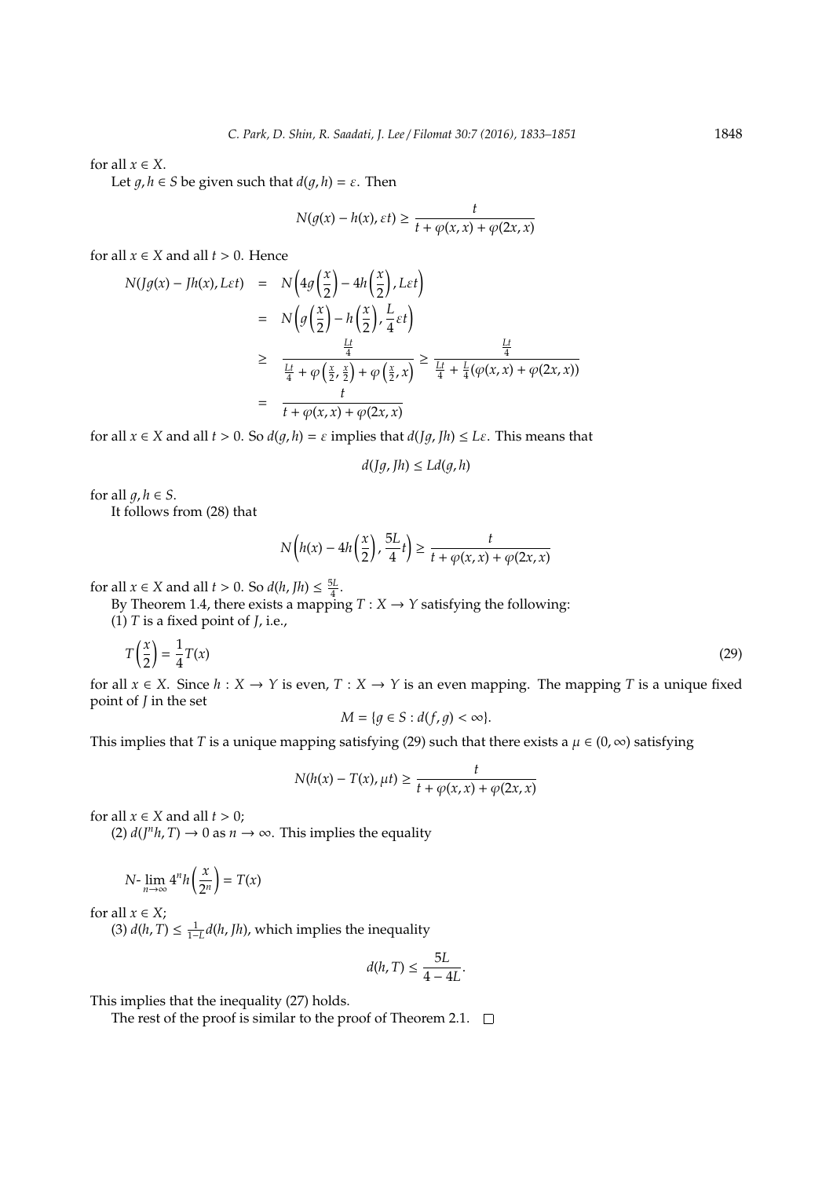for all $x \in X$.

Let $g, h \in S$ be given such that $d(g, h) = \varepsilon$. Then

$$N(g(x) - h(x), \varepsilon t) \geq \frac{t}{t + \varphi(x, x) + \varphi(2x, x)}$$

for all $x \in X$ and all $t > 0$. Hence

$$\begin{aligned}
N(Jg(x) - Jh(x), L\varepsilon t) &= N\left(4g\left(\frac{x}{2}\right) - 4h\left(\frac{x}{2}\right), L\varepsilon t\right) \\
&= N\left(g\left(\frac{x}{2}\right) - h\left(\frac{x}{2}\right), \frac{L}{4}\varepsilon t\right) \\
&\geq \frac{\frac{Lt}{4}}{\frac{Lt}{4} + \varphi\left(\frac{x}{2}, \frac{x}{2}\right) + \varphi\left(\frac{x}{2}, x\right)} \geq \frac{\frac{Lt}{4}}{\frac{Lt}{4} + \frac{L}{4}(\varphi(x, x) + \varphi(2x, x))} \\
&= \frac{t}{t + \varphi(x, x) + \varphi(2x, x)}
\end{aligned}$$

for all $x \in X$ and all $t > 0$. So $d(g, h) = \varepsilon$ implies that $d(Jg, Jh) \leq L\varepsilon$. This means that

$$d(Jg, Jh) \leq Ld(g, h)$$

for all $g, h \in S$.

It follows from (28) that

$$N\left(h(x) - 4h\left(\frac{x}{2}\right), \frac{5L}{4}t\right) \geq \frac{t}{t + \varphi(x, x) + \varphi(2x, x)}$$

for all $x \in X$ and all $t > 0$. So $d(h, Jh) \leq \frac{5L}{4}$.

By Theorem 1.4, there exists a mapping $T : X \to Y$ satisfying the following:

(1) $T$ is a fixed point of $J$, i.e.,

$$T\left(\frac{x}{2}\right) = \frac{1}{4}T(x) \tag{29}$$

for all $x \in X$. Since $h : X \to Y$ is even, $T : X \to Y$ is an even mapping. The mapping $T$ is a unique fixed point of $J$ in the set

$$M = \{g \in S : d(f, g) < \infty\}.$$

This implies that $T$ is a unique mapping satisfying (29) such that there exists a $\mu \in (0, \infty)$ satisfying

$$N(h(x) - T(x), \mu t) \geq \frac{t}{t + \varphi(x, x) + \varphi(2x, x)}$$

for all $x \in X$ and all $t > 0$;

(2) $d(J^n h, T) \to 0$ as $n \to \infty$. This implies the equality

$$N\text{-}\lim_{n\to\infty} 4^n h\left(\frac{x}{2^n}\right) = T(x)$$

for all $x \in X$;

(3) $d(h, T) \leq \frac{1}{1-L}d(h, Jh)$, which implies the inequality

$$d(h, T) \leq \frac{5L}{4 - 4L}.$$

This implies that the inequality (27) holds.

The rest of the proof is similar to the proof of Theorem 2.1. □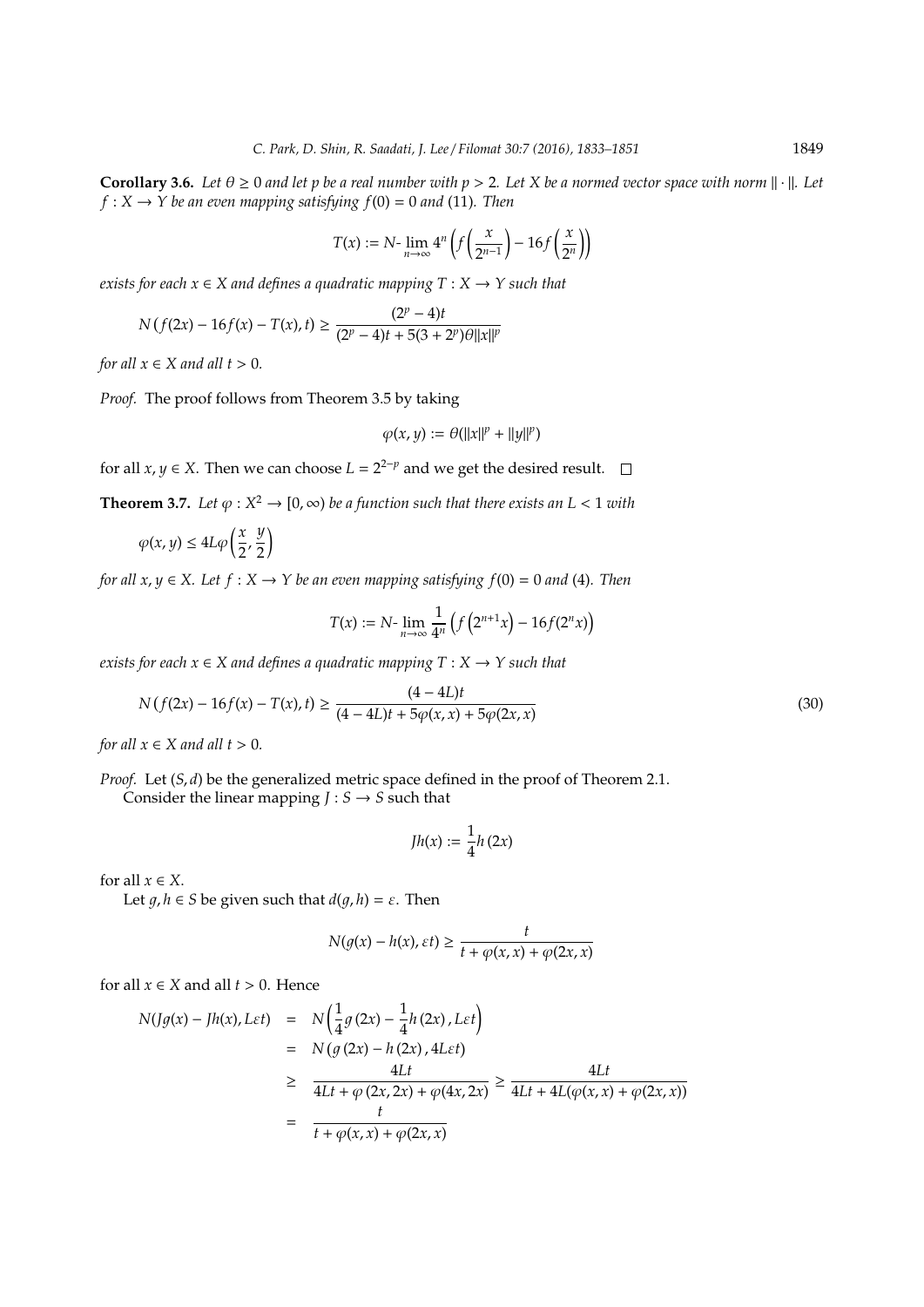**Corollary 3.6.** *Let $\theta \geq 0$ and let $p$ be a real number with $p > 2$. Let $X$ be a normed vector space with norm $\|\cdot\|$. Let $f : X \to Y$ be an even mapping satisfying $f(0) = 0$ and* (11)*. Then*

$$T(x) := N\text{-}\lim_{n\to\infty} 4^n \left( f\left(\frac{x}{2^{n-1}}\right) - 16 f\left(\frac{x}{2^n}\right)\right)$$

*exists for each $x \in X$ and defines a quadratic mapping $T : X \to Y$ such that*

$$N\left(f(2x) - 16f(x) - T(x), t\right) \geq \frac{(2^p - 4)t}{(2^p - 4)t + 5(3 + 2^p)\theta\|x\|^p}$$

*for all $x \in X$ and all $t > 0$.*

*Proof.* The proof follows from Theorem 3.5 by taking

$$\varphi(x, y) := \theta(\|x\|^p + \|y\|^p)$$

for all $x, y \in X$. Then we can choose $L = 2^{2-p}$ and we get the desired result. □

**Theorem 3.7.** *Let $\varphi : X^2 \to [0, \infty)$ be a function such that there exists an $L < 1$ with*

$$\varphi(x, y) \leq 4L\varphi\left(\frac{x}{2}, \frac{y}{2}\right)$$

*for all $x, y \in X$. Let $f : X \to Y$ be an even mapping satisfying $f(0) = 0$ and* (4)*. Then*

$$T(x) := N\text{-}\lim_{n\to\infty} \frac{1}{4^n}\left(f\left(2^{n+1}x\right) - 16 f(2^n x)\right)$$

*exists for each $x \in X$ and defines a quadratic mapping $T : X \to Y$ such that*

$$N\left(f(2x) - 16f(x) - T(x), t\right) \geq \frac{(4 - 4L)t}{(4 - 4L)t + 5\varphi(x, x) + 5\varphi(2x, x)} \tag{30}$$

*for all $x \in X$ and all $t > 0$.*

*Proof.* Let $(S, d)$ be the generalized metric space defined in the proof of Theorem 2.1.

Consider the linear mapping $J : S \to S$ such that

$$Jh(x) := \frac{1}{4} h(2x)$$

for all $x \in X$.

Let $g, h \in S$ be given such that $d(g, h) = \varepsilon$. Then

$$N(g(x) - h(x), \varepsilon t) \geq \frac{t}{t + \varphi(x, x) + \varphi(2x, x)}$$

for all $x \in X$ and all $t > 0$. Hence

$$\begin{aligned}
N(Jg(x) - Jh(x), L\varepsilon t) &= N\left(\frac{1}{4} g(2x) - \frac{1}{4} h(2x), L\varepsilon t\right) \\
&= N\left(g(2x) - h(2x), 4L\varepsilon t\right) \\
&\geq \frac{4Lt}{4Lt + \varphi(2x, 2x) + \varphi(4x, 2x)} \geq \frac{4Lt}{4Lt + 4L(\varphi(x, x) + \varphi(2x, x))} \\
&= \frac{t}{t + \varphi(x, x) + \varphi(2x, x)}
\end{aligned}$$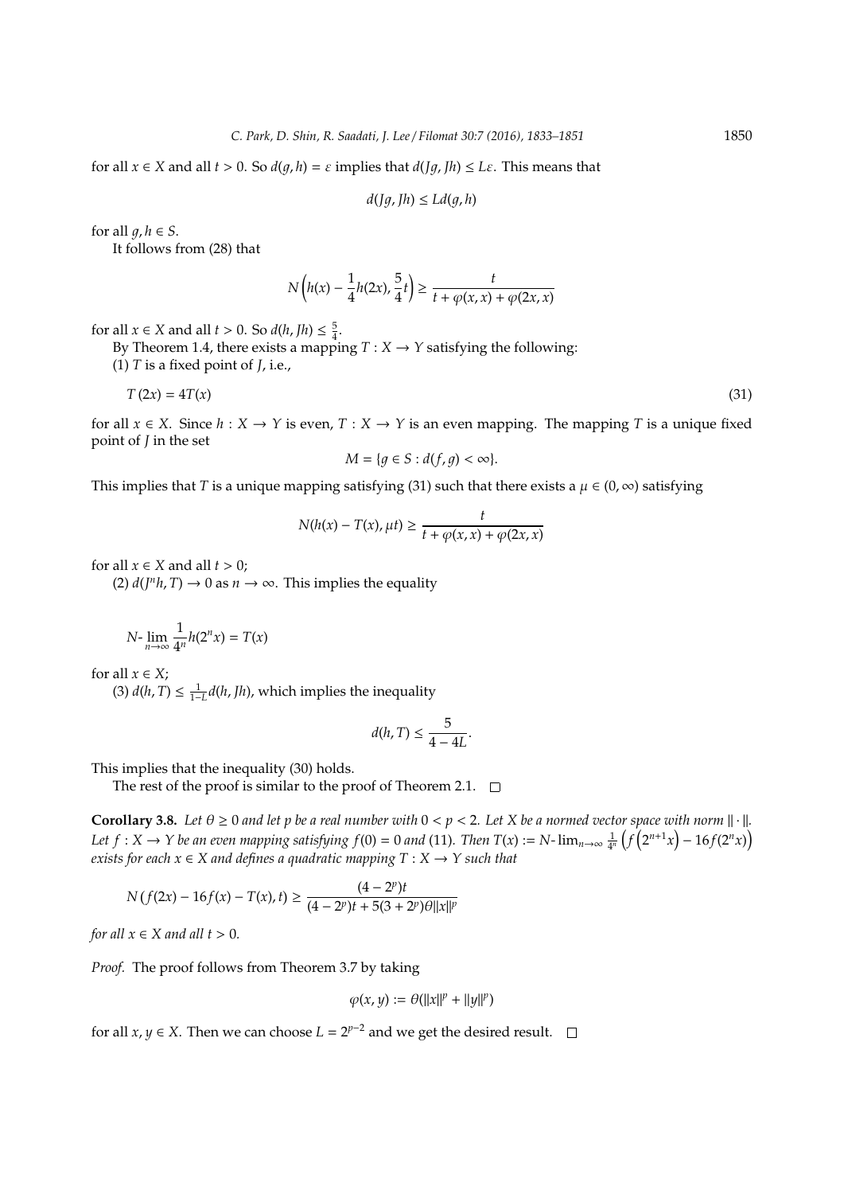for all $x \in X$ and all $t > 0$. So $d(g,h) = \varepsilon$ implies that $d(Jg, Jh) \le L\varepsilon$. This means that

$$d(Jg, Jh) \le Ld(g,h)$$

for all $g, h \in S$.

It follows from (28) that

$$N\left(h(x) - \frac{1}{4}h(2x), \frac{5}{4}t\right) \ge \frac{t}{t + \varphi(x,x) + \varphi(2x,x)}$$

for all $x \in X$ and all $t > 0$. So $d(h, Jh) \le \frac{5}{4}$.

By Theorem 1.4, there exists a mapping $T : X \to Y$ satisfying the following:

(1) $T$ is a fixed point of $J$, i.e.,

$$T(2x) = 4T(x) \tag{31}$$

for all $x \in X$. Since $h : X \to Y$ is even, $T : X \to Y$ is an even mapping. The mapping $T$ is a unique fixed point of $J$ in the set

$$M = \{g \in S : d(f,g) < \infty\}.$$

This implies that $T$ is a unique mapping satisfying (31) such that there exists a $\mu \in (0, \infty)$ satisfying

$$N(h(x) - T(x), \mu t) \ge \frac{t}{t + \varphi(x,x) + \varphi(2x,x)}$$

for all $x \in X$ and all $t > 0$;

(2) $d(J^n h, T) \to 0$ as $n \to \infty$. This implies the equality

$$N\text{-}\lim_{n\to\infty} \frac{1}{4^n} h(2^n x) = T(x)$$

for all $x \in X$;

(3) $d(h, T) \le \frac{1}{1-L} d(h, Jh)$, which implies the inequality

$$d(h,T) \le \frac{5}{4 - 4L}.$$

This implies that the inequality (30) holds.

The rest of the proof is similar to the proof of Theorem 2.1. □

**Corollary 3.8.** *Let $\theta \ge 0$ and let $p$ be a real number with $0 < p < 2$. Let $X$ be a normed vector space with norm $\|\cdot\|$. Let $f : X \to Y$ be an even mapping satisfying $f(0) = 0$ and (11). Then $T(x) := N\text{-}\lim_{n\to\infty} \frac{1}{4^n}\left(f\left(2^{n+1}x\right) - 16f(2^n x)\right)$ exists for each $x \in X$ and defines a quadratic mapping $T : X \to Y$ such that*

$$N\left(f(2x) - 16f(x) - T(x), t\right) \ge \frac{(4 - 2^p)t}{(4 - 2^p)t + 5(3 + 2^p)\theta\|x\|^p}$$

*for all $x \in X$ and all $t > 0$.*

*Proof.* The proof follows from Theorem 3.7 by taking

$$\varphi(x,y) := \theta(\|x\|^p + \|y\|^p)$$

for all $x, y \in X$. Then we can choose $L = 2^{p-2}$ and we get the desired result. □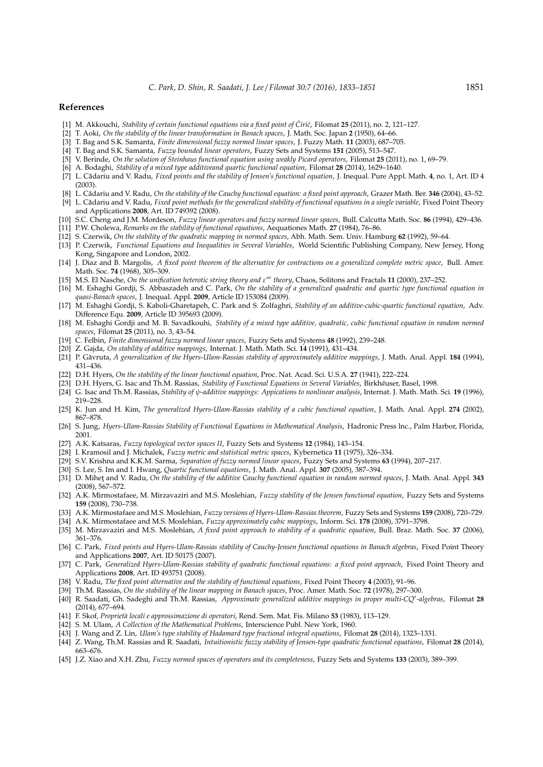## References

[1] M. Akkouchi, *Stability of certain functional equations via a fixed point of Ćirić*, Filomat **25** (2011), no. 2, 121–127.

[2] T. Aoki, *On the stability of the linear transformation in Banach spaces*, J. Math. Soc. Japan **2** (1950), 64–66.

[3] T. Bag and S.K. Samanta, *Finite dimensional fuzzy normed linear spaces*, J. Fuzzy Math. **11** (2003), 687–705.

[4] T. Bag and S.K. Samanta, *Fuzzy bounded linear operators*, Fuzzy Sets and Systems **151** (2005), 513–547.

[5] V. Berinde, *On the solution of Steinhaus functional equation using weakly Picard operators*, Filomat **25** (2011), no. 1, 69–79.

[6] A. Bodaghi, *Stability of a mixed type additiveand quartic functional equation*, Filomat **28** (2014), 1629–1640.

[7] L. Cădariu and V. Radu, *Fixed points and the stability of Jensen's functional equation*, J. Inequal. Pure Appl. Math. **4**, no. 1, Art. ID 4 (2003).

[8] L. Cădariu and V. Radu, *On the stability of the Cauchy functional equation: a fixed point approach*, Grazer Math. Ber. **346** (2004), 43–52.

[9] L. Cădariu and V. Radu, *Fixed point methods for the generalized stability of functional equations in a single variable*, Fixed Point Theory and Applications **2008**, Art. ID 749392 (2008).

[10] S.C. Cheng and J.M. Mordeson, *Fuzzy linear operators and fuzzy normed linear spaces*, Bull. Calcutta Math. Soc. **86** (1994), 429–436.

[11] P.W. Cholewa, *Remarks on the stability of functional equations*, Aequationes Math. **27** (1984), 76–86.

[12] S. Czerwik, *On the stability of the quadratic mapping in normed spaces*, Abh. Math. Sem. Univ. Hamburg **62** (1992), 59–64.

[13] P. Czerwik, *Functional Equations and Inequalities in Several Variables*, World Scientific Publishing Company, New Jersey, Hong Kong, Singapore and London, 2002.

[14] J. Diaz and B. Margolis, *A fixed point theorem of the alternative for contractions on a generalized complete metric space*, Bull. Amer. Math. Soc. **74** (1968), 305–309.

[15] M.S. El Nasche, *On the unification heterotic string theory and $\varepsilon^{\infty}$ theory*, Chaos, Solitons and Fractals **11** (2000), 237–252.

[16] M. Eshaghi Gordji, S. Abbaszadeh and C. Park, *On the stability of a generalized quadratic and quartic type functional equation in quasi-Banach spaces*, J. Inequal. Appl. **2009**, Article ID 153084 (2009).

[17] M. Eshaghi Gordji, S. Kaboli-Gharetapeh, C. Park and S. Zolfaghri, *Stability of an additive-cubic-quartic functional equation*, Adv. Difference Equ. **2009**, Article ID 395693 (2009).

[18] M. Eshaghi Gordji and M. B. Savadkouhi, *Stability of a mixed type additive, quadratic, cubic functional equation in random normed spaces*, Filomat **25** (2011), no. 3, 43–54.

[19] C. Felbin, *Finite dimensional fuzzy normed linear spaces*, Fuzzy Sets and Systems **48** (1992), 239–248.

[20] Z. Gajda, *On stability of additive mappings*, Internat. J. Math. Math. Sci. **14** (1991), 431–434.

[21] P. Găvruta, *A generalization of the Hyers-Ulam-Rassias stability of approximately additive mappings*, J. Math. Anal. Appl. **184** (1994), 431–436.

[22] D.H. Hyers, *On the stability of the linear functional equation*, Proc. Nat. Acad. Sci. U.S.A. **27** (1941), 222–224.

[23] D.H. Hyers, G. Isac and Th.M. Rassias, *Stability of Functional Equations in Several Variables*, Birkhăuser, Basel, 1998.

[24] G. Isac and Th.M. Rassias, *Stability of $\psi$-additive mappings: Appications to nonlinear analysis*, Internat. J. Math. Math. Sci. **19** (1996), 219–228.

[25] K. Jun and H. Kim, *The generalized Hyers-Ulam-Rassias stability of a cubic functional equation*, J. Math. Anal. Appl. **274** (2002), 867–878.

[26] S. Jung, *Hyers-Ulam-Rassias Stability of Functional Equations in Mathematical Analysis*, Hadronic Press lnc., Palm Harbor, Florida, 2001.

[27] A.K. Katsaras, *Fuzzy topological vector spaces II*, Fuzzy Sets and Systems **12** (1984), 143–154.

[28] I. Kramosil and J. Michalek, *Fuzzy metric and statistical metric spaces*, Kybernetica **11** (1975), 326–334.

[29] S.V. Krishna and K.K.M. Sarma, *Separation of fuzzy normed linear spaces*, Fuzzy Sets and Systems **63** (1994), 207–217.

[30] S. Lee, S. Im and I. Hwang, *Quartic functional equations*, J. Math. Anal. Appl. **307** (2005), 387–394.

[31] D. Miheţ and V. Radu, *On the stability of the additive Cauchy functional equation in random normed spaces*, J. Math. Anal. Appl. **343** (2008), 567–572.

[32] A.K. Mirmostafaee, M. Mirzavaziri and M.S. Moslehian, *Fuzzy stability of the Jensen functional equation*, Fuzzy Sets and Systems **159** (2008), 730–738.

[33] A.K. Mirmostafaee and M.S. Moslehian, *Fuzzy versions of Hyers-Ulam-Rassias theorem*, Fuzzy Sets and Systems **159** (2008), 720–729.

[34] A.K. Mirmostafaee and M.S. Moslehian, *Fuzzy approximately cubic mappings*, Inform. Sci. **178** (2008), 3791–3798.

[35] M. Mirzavaziri and M.S. Moslehian, *A fixed point approach to stability of a quadratic equation*, Bull. Braz. Math. Soc. **37** (2006), 361–376.

[36] C. Park, *Fixed points and Hyers-Ulam-Rassias stability of Cauchy-Jensen functional equations in Banach algebras*, Fixed Point Theory and Applications **2007**, Art. ID 50175 (2007).

[37] C. Park, *Generalized Hyers-Ulam-Rassias stability of quadratic functional equations: a fixed point approach*, Fixed Point Theory and Applications **2008**, Art. ID 493751 (2008).

[38] V. Radu, *The fixed point alternative and the stability of functional equations*, Fixed Point Theory **4** (2003), 91–96.

[39] Th.M. Rassias, *On the stability of the linear mapping in Banach spaces*, Proc. Amer. Math. Soc. **72** (1978), 297–300.

[40] R. Saadati, Gh. Sadeghi and Th.M. Rassias, *Approximate generalized additive mappings in proper multi-CQ$^*$-algebras*, Filomat **28** (2014), 677–694.

[41] F. Skof, *Proprietà locali e approssimazione di operatori*, Rend. Sem. Mat. Fis. Milano **53** (1983), 113–129.

[42] S. M. Ulam, *A Collection of the Mathematical Problems*, Interscience Publ. New York, 1960.

[43] J. Wang and Z. Lin, *Ulam's type stability of Hadamard type fractional integral equations*, Filomat **28** (2014), 1323–1331.

[44] Z. Wang, Th.M. Rassias and R. Saadati, *Intuitionistic fuzzy stability of Jensen-type quadratic functional equations*, Filomat **28** (2014), 663–676.

[45] J.Z. Xiao and X.H. Zhu, *Fuzzy normed spaces of operators and its completeness*, Fuzzy Sets and Systems **133** (2003), 389–399.